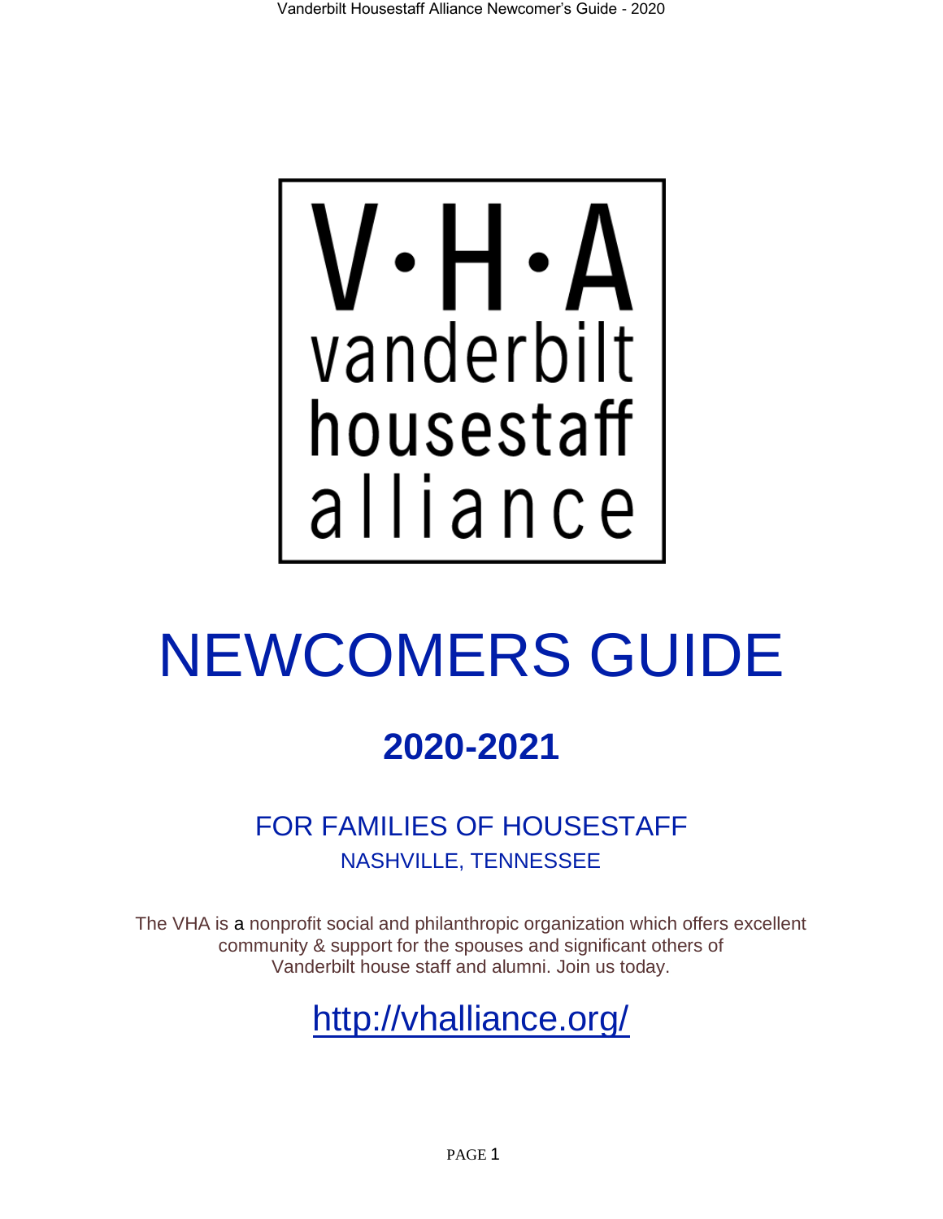V·H·A
vanderbilt
housestaff
alliance

# NEWCOMERS GUIDE

## 2020-2021

### FOR FAMILIES OF HOUSESTAFF

NASHVILLE, TENNESSEE

The VHA is a nonprofit social and philanthropic organization which offers excellent community & support for the spouses and significant others of Vanderbilt house staff and alumni. Join us today.

http://vhalliance.org/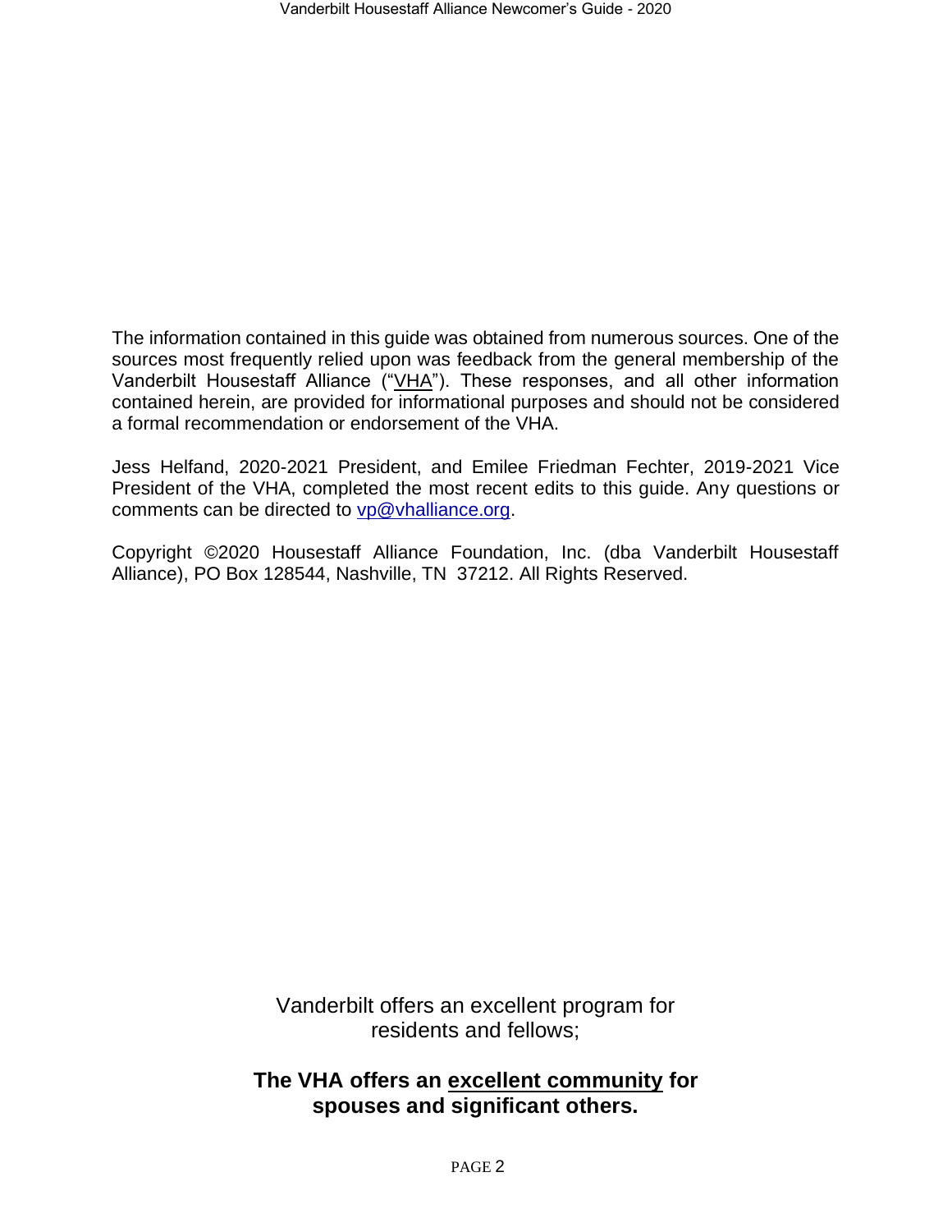The information contained in this guide was obtained from numerous sources. One of the sources most frequently relied upon was feedback from the general membership of the Vanderbilt Housestaff Alliance ("VHA"). These responses, and all other information contained herein, are provided for informational purposes and should not be considered a formal recommendation or endorsement of the VHA.

Jess Helfand, 2020-2021 President, and Emilee Friedman Fechter, 2019-2021 Vice President of the VHA, completed the most recent edits to this guide. Any questions or comments can be directed to vp@vhalliance.org.

Copyright ©2020 Housestaff Alliance Foundation, Inc. (dba Vanderbilt Housestaff Alliance), PO Box 128544, Nashville, TN 37212. All Rights Reserved.

Vanderbilt offers an excellent program for residents and fellows;

**The VHA offers an excellent community for spouses and significant others.**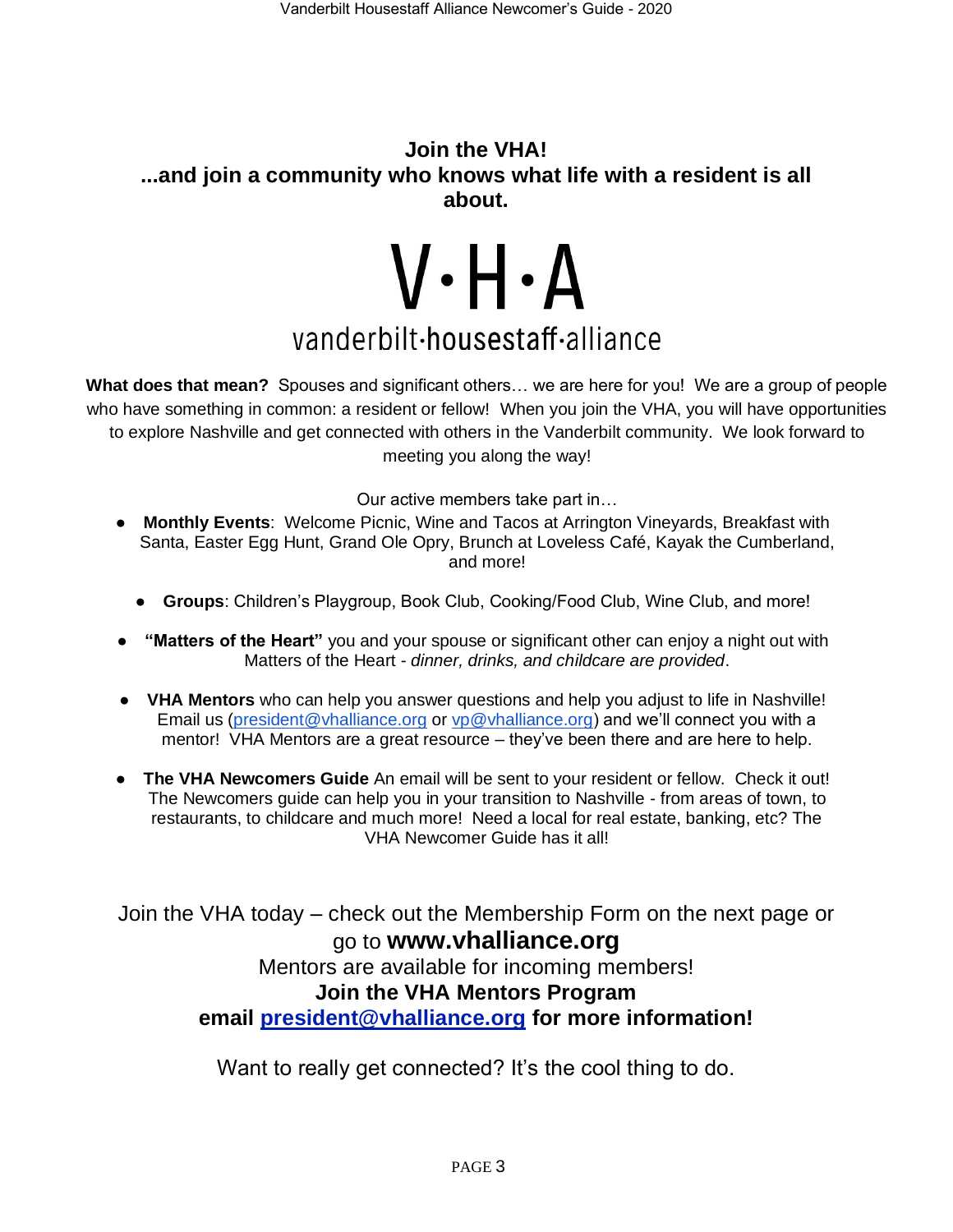# Join the VHA!

## ...and join a community who knows what life with a resident is all about.

V·H·A

vanderbilt·housestaff·alliance

**What does that mean?** Spouses and significant others… we are here for you! We are a group of people who have something in common: a resident or fellow! When you join the VHA, you will have opportunities to explore Nashville and get connected with others in the Vanderbilt community. We look forward to meeting you along the way!

Our active members take part in…

- **Monthly Events**: Welcome Picnic, Wine and Tacos at Arrington Vineyards, Breakfast with Santa, Easter Egg Hunt, Grand Ole Opry, Brunch at Loveless Café, Kayak the Cumberland, and more!
- **Groups**: Children's Playgroup, Book Club, Cooking/Food Club, Wine Club, and more!
- **"Matters of the Heart"** you and your spouse or significant other can enjoy a night out with Matters of the Heart - *dinner, drinks, and childcare are provided*.
- **VHA Mentors** who can help you answer questions and help you adjust to life in Nashville! Email us (president@vhalliance.org or vp@vhalliance.org) and we'll connect you with a mentor! VHA Mentors are a great resource – they've been there and are here to help.
- **The VHA Newcomers Guide** An email will be sent to your resident or fellow. Check it out! The Newcomers guide can help you in your transition to Nashville - from areas of town, to restaurants, to childcare and much more! Need a local for real estate, banking, etc? The VHA Newcomer Guide has it all!

Join the VHA today – check out the Membership Form on the next page or go to **www.vhalliance.org**

Mentors are available for incoming members!

**Join the VHA Mentors Program**

**email president@vhalliance.org for more information!**

Want to really get connected? It's the cool thing to do.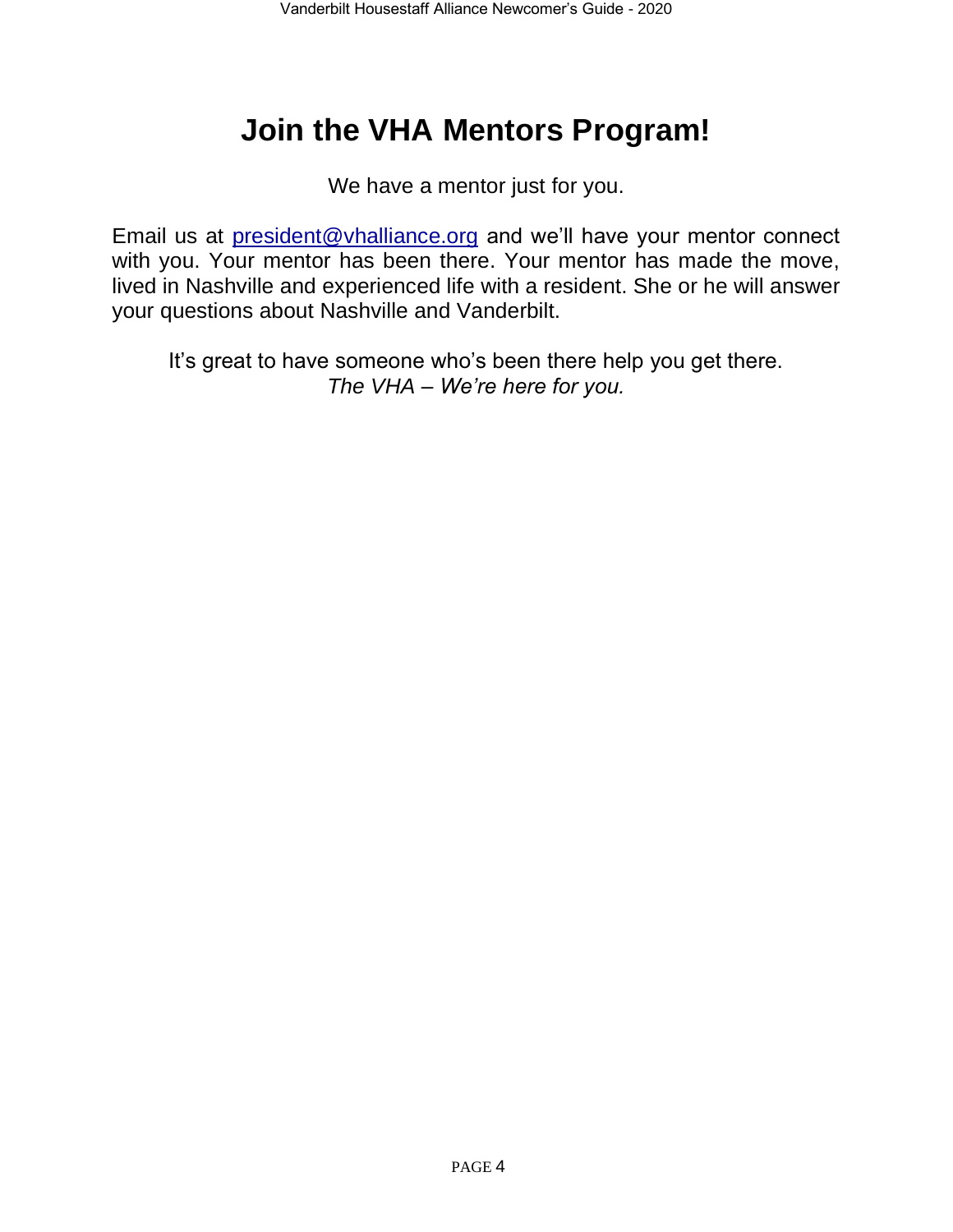# Join the VHA Mentors Program!

We have a mentor just for you.

Email us at [president@vhalliance.org](mailto:president@vhalliance.org) and we'll have your mentor connect with you. Your mentor has been there. Your mentor has made the move, lived in Nashville and experienced life with a resident. She or he will answer your questions about Nashville and Vanderbilt.

It's great to have someone who's been there help you get there.
*The VHA – We're here for you.*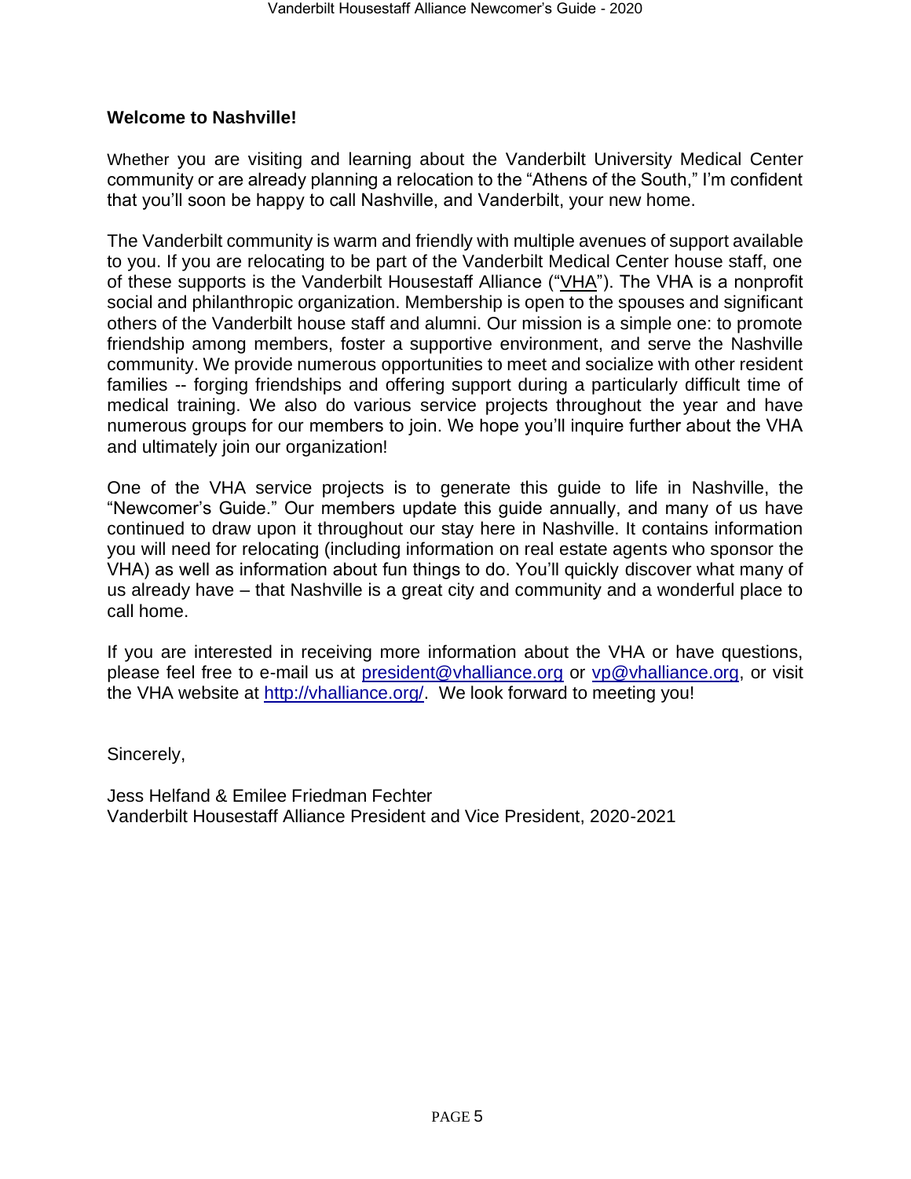**Welcome to Nashville!**

Whether you are visiting and learning about the Vanderbilt University Medical Center community or are already planning a relocation to the "Athens of the South," I'm confident that you'll soon be happy to call Nashville, and Vanderbilt, your new home.

The Vanderbilt community is warm and friendly with multiple avenues of support available to you. If you are relocating to be part of the Vanderbilt Medical Center house staff, one of these supports is the Vanderbilt Housestaff Alliance ("VHA"). The VHA is a nonprofit social and philanthropic organization. Membership is open to the spouses and significant others of the Vanderbilt house staff and alumni. Our mission is a simple one: to promote friendship among members, foster a supportive environment, and serve the Nashville community. We provide numerous opportunities to meet and socialize with other resident families -- forging friendships and offering support during a particularly difficult time of medical training. We also do various service projects throughout the year and have numerous groups for our members to join. We hope you'll inquire further about the VHA and ultimately join our organization!

One of the VHA service projects is to generate this guide to life in Nashville, the "Newcomer's Guide." Our members update this guide annually, and many of us have continued to draw upon it throughout our stay here in Nashville. It contains information you will need for relocating (including information on real estate agents who sponsor the VHA) as well as information about fun things to do. You'll quickly discover what many of us already have – that Nashville is a great city and community and a wonderful place to call home.

If you are interested in receiving more information about the VHA or have questions, please feel free to e-mail us at president@vhalliance.org or vp@vhalliance.org, or visit the VHA website at http://vhalliance.org/. We look forward to meeting you!

Sincerely,

Jess Helfand & Emilee Friedman Fechter
Vanderbilt Housestaff Alliance President and Vice President, 2020-2021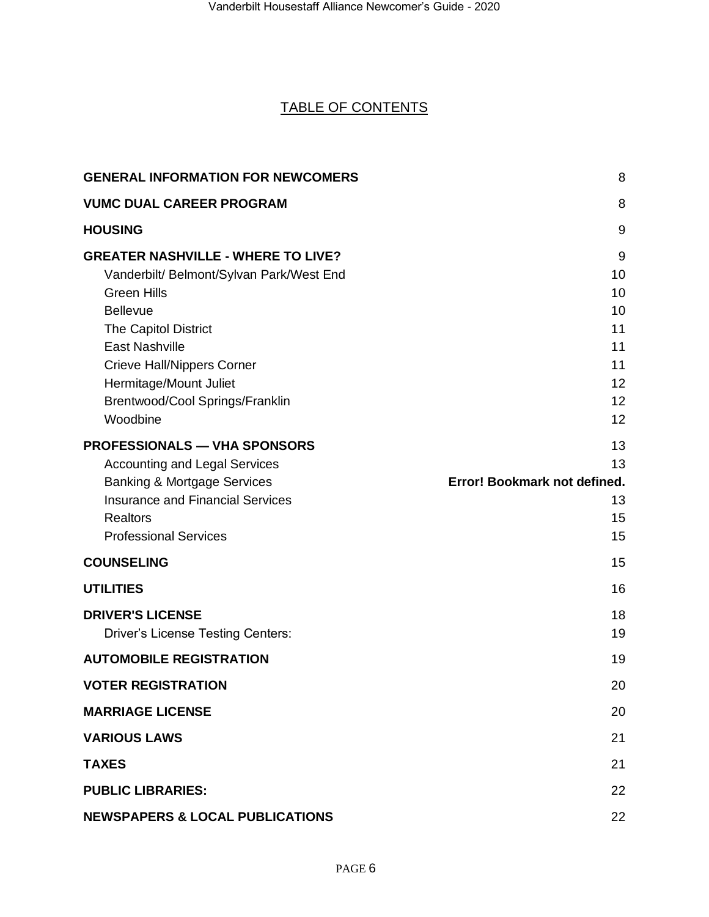# TABLE OF CONTENTS

**GENERAL INFORMATION FOR NEWCOMERS** 8

**VUMC DUAL CAREER PROGRAM** 8

**HOUSING** 9

**GREATER NASHVILLE - WHERE TO LIVE?** 9

- Vanderbilt/ Belmont/Sylvan Park/West End 10
- Green Hills 10
- Bellevue 10
- The Capitol District 11
- East Nashville 11
- Crieve Hall/Nippers Corner 11
- Hermitage/Mount Juliet 12
- Brentwood/Cool Springs/Franklin 12
- Woodbine 12

**PROFESSIONALS — VHA SPONSORS** 13

- Accounting and Legal Services 13
- Banking & Mortgage Services **Error! Bookmark not defined.**
- Insurance and Financial Services 13
- Realtors 15
- Professional Services 15

**COUNSELING** 15

**UTILITIES** 16

**DRIVER'S LICENSE** 18

- Driver's License Testing Centers: 19

**AUTOMOBILE REGISTRATION** 19

**VOTER REGISTRATION** 20

**MARRIAGE LICENSE** 20

**VARIOUS LAWS** 21

**TAXES** 21

**PUBLIC LIBRARIES:** 22

**NEWSPAPERS & LOCAL PUBLICATIONS** 22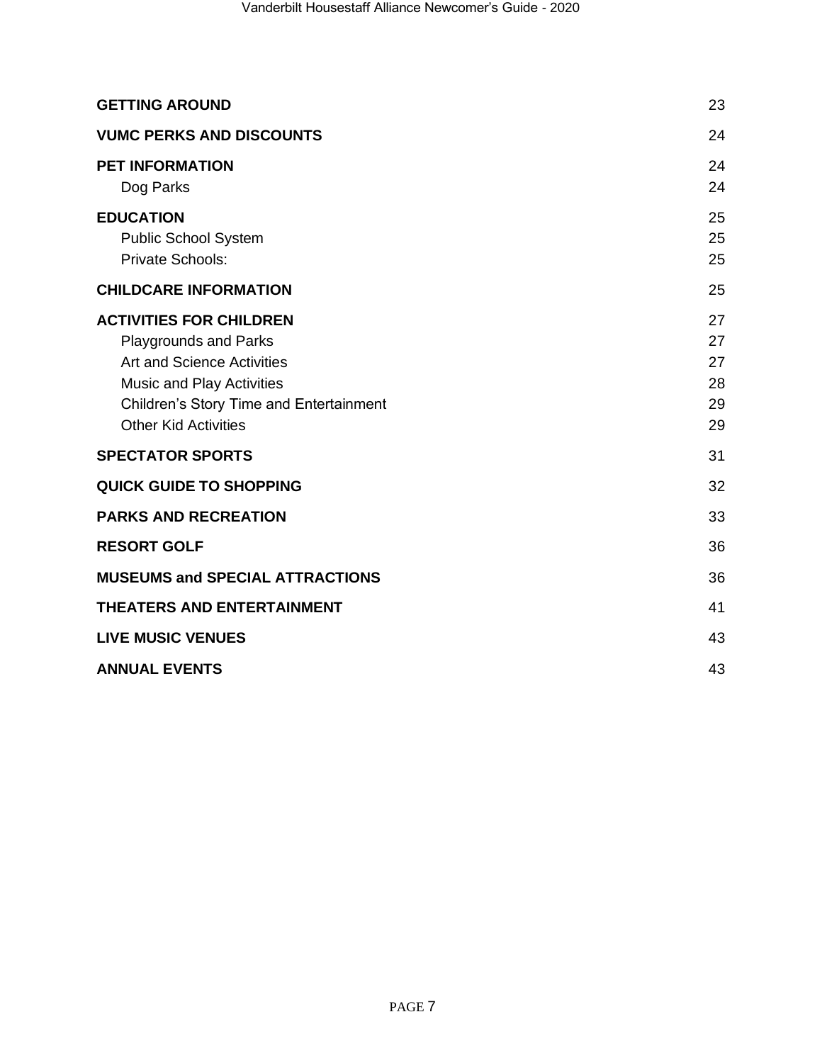| | |
|---|---|
| **GETTING AROUND** | 23 |
| **VUMC PERKS AND DISCOUNTS** | 24 |
| **PET INFORMATION** | 24 |
| Dog Parks | 24 |
| **EDUCATION** | 25 |
| Public School System | 25 |
| Private Schools: | 25 |
| **CHILDCARE INFORMATION** | 25 |
| **ACTIVITIES FOR CHILDREN** | 27 |
| Playgrounds and Parks | 27 |
| Art and Science Activities | 27 |
| Music and Play Activities | 28 |
| Children's Story Time and Entertainment | 29 |
| Other Kid Activities | 29 |
| **SPECTATOR SPORTS** | 31 |
| **QUICK GUIDE TO SHOPPING** | 32 |
| **PARKS AND RECREATION** | 33 |
| **RESORT GOLF** | 36 |
| **MUSEUMS and SPECIAL ATTRACTIONS** | 36 |
| **THEATERS AND ENTERTAINMENT** | 41 |
| **LIVE MUSIC VENUES** | 43 |
| **ANNUAL EVENTS** | 43 |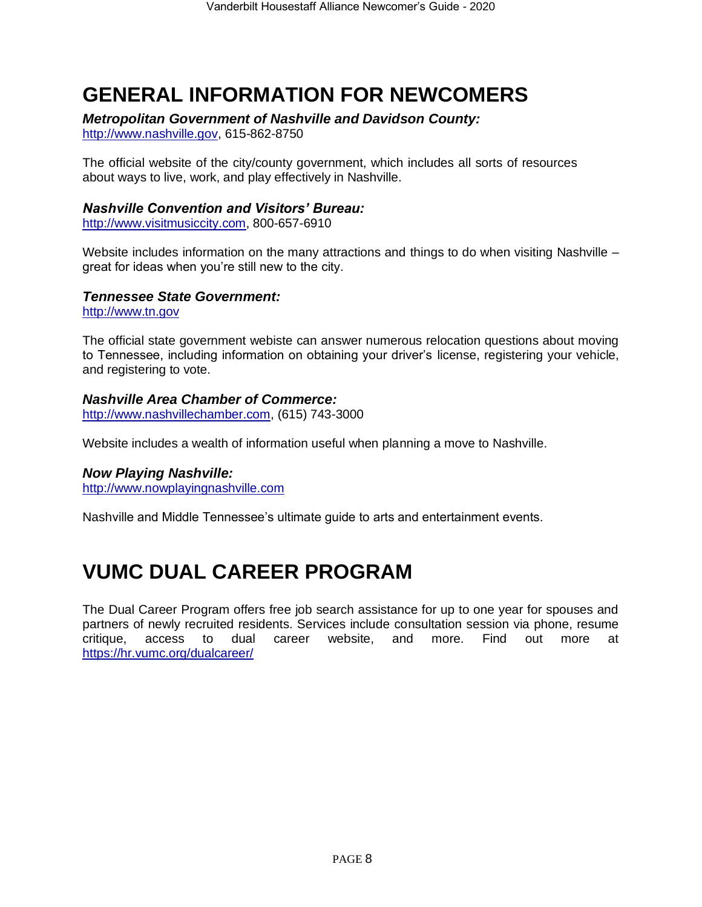# GENERAL INFORMATION FOR NEWCOMERS

***Metropolitan Government of Nashville and Davidson County:***
http://www.nashville.gov, 615-862-8750

The official website of the city/county government, which includes all sorts of resources about ways to live, work, and play effectively in Nashville.

***Nashville Convention and Visitors' Bureau:***
http://www.visitmusiccity.com, 800-657-6910

Website includes information on the many attractions and things to do when visiting Nashville – great for ideas when you're still new to the city.

***Tennessee State Government:***
http://www.tn.gov

The official state government webiste can answer numerous relocation questions about moving to Tennessee, including information on obtaining your driver's license, registering your vehicle, and registering to vote.

***Nashville Area Chamber of Commerce:***
http://www.nashvillechamber.com, (615) 743-3000

Website includes a wealth of information useful when planning a move to Nashville.

***Now Playing Nashville:***
http://www.nowplayingnashville.com

Nashville and Middle Tennessee's ultimate guide to arts and entertainment events.

# VUMC DUAL CAREER PROGRAM

The Dual Career Program offers free job search assistance for up to one year for spouses and partners of newly recruited residents. Services include consultation session via phone, resume critique, access to dual career website, and more. Find out more at https://hr.vumc.org/dualcareer/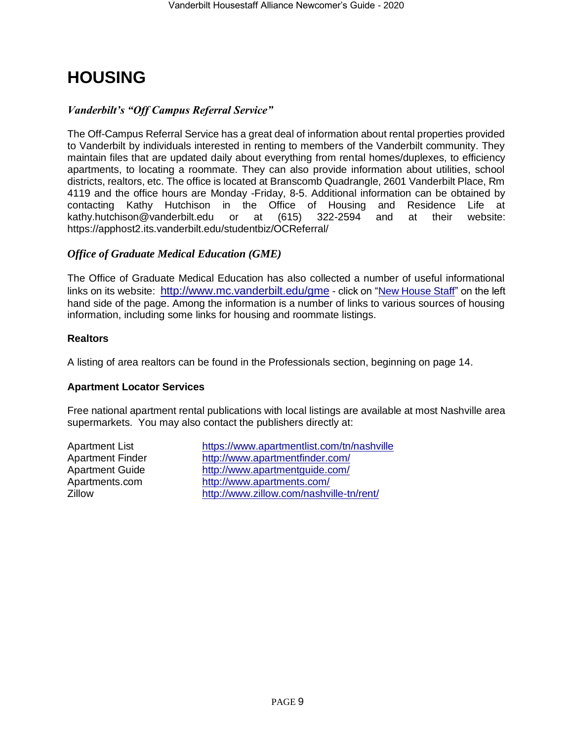# HOUSING

## *Vanderbilt's "Off Campus Referral Service"*

The Off-Campus Referral Service has a great deal of information about rental properties provided to Vanderbilt by individuals interested in renting to members of the Vanderbilt community. They maintain files that are updated daily about everything from rental homes/duplexes, to efficiency apartments, to locating a roommate. They can also provide information about utilities, school districts, realtors, etc. The office is located at Branscomb Quadrangle, 2601 Vanderbilt Place, Rm 4119 and the office hours are Monday -Friday, 8-5. Additional information can be obtained by contacting Kathy Hutchison in the Office of Housing and Residence Life at kathy.hutchison@vanderbilt.edu or at (615) 322-2594 and at their website: https://apphost2.its.vanderbilt.edu/studentbiz/OCReferral/

## *Office of Graduate Medical Education (GME)*

The Office of Graduate Medical Education has also collected a number of useful informational links on its website: http://www.mc.vanderbilt.edu/gme - click on "New House Staff" on the left hand side of the page. Among the information is a number of links to various sources of housing information, including some links for housing and roommate listings.

### Realtors

A listing of area realtors can be found in the Professionals section, beginning on page 14.

### Apartment Locator Services

Free national apartment rental publications with local listings are available at most Nashville area supermarkets. You may also contact the publishers directly at:

| | |
|---|---|
| Apartment List | https://www.apartmentlist.com/tn/nashville |
| Apartment Finder | http://www.apartmentfinder.com/ |
| Apartment Guide | http://www.apartmentguide.com/ |
| Apartments.com | http://www.apartments.com/ |
| Zillow | http://www.zillow.com/nashville-tn/rent/ |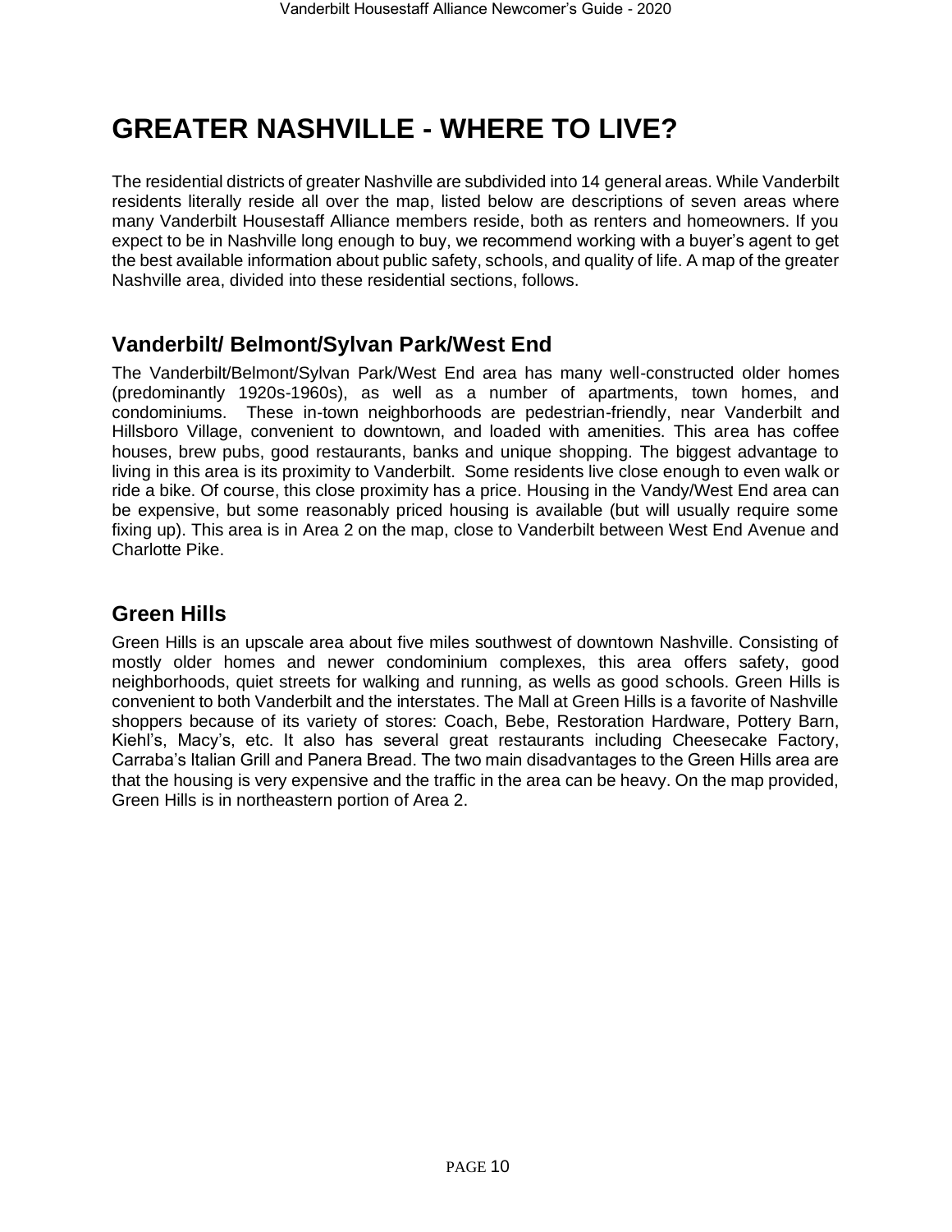# GREATER NASHVILLE - WHERE TO LIVE?

The residential districts of greater Nashville are subdivided into 14 general areas. While Vanderbilt residents literally reside all over the map, listed below are descriptions of seven areas where many Vanderbilt Housestaff Alliance members reside, both as renters and homeowners. If you expect to be in Nashville long enough to buy, we recommend working with a buyer's agent to get the best available information about public safety, schools, and quality of life. A map of the greater Nashville area, divided into these residential sections, follows.

## Vanderbilt/ Belmont/Sylvan Park/West End

The Vanderbilt/Belmont/Sylvan Park/West End area has many well-constructed older homes (predominantly 1920s-1960s), as well as a number of apartments, town homes, and condominiums. These in-town neighborhoods are pedestrian-friendly, near Vanderbilt and Hillsboro Village, convenient to downtown, and loaded with amenities. This area has coffee houses, brew pubs, good restaurants, banks and unique shopping. The biggest advantage to living in this area is its proximity to Vanderbilt. Some residents live close enough to even walk or ride a bike. Of course, this close proximity has a price. Housing in the Vandy/West End area can be expensive, but some reasonably priced housing is available (but will usually require some fixing up). This area is in Area 2 on the map, close to Vanderbilt between West End Avenue and Charlotte Pike.

## Green Hills

Green Hills is an upscale area about five miles southwest of downtown Nashville. Consisting of mostly older homes and newer condominium complexes, this area offers safety, good neighborhoods, quiet streets for walking and running, as wells as good schools. Green Hills is convenient to both Vanderbilt and the interstates. The Mall at Green Hills is a favorite of Nashville shoppers because of its variety of stores: Coach, Bebe, Restoration Hardware, Pottery Barn, Kiehl's, Macy's, etc. It also has several great restaurants including Cheesecake Factory, Carraba's Italian Grill and Panera Bread. The two main disadvantages to the Green Hills area are that the housing is very expensive and the traffic in the area can be heavy. On the map provided, Green Hills is in northeastern portion of Area 2.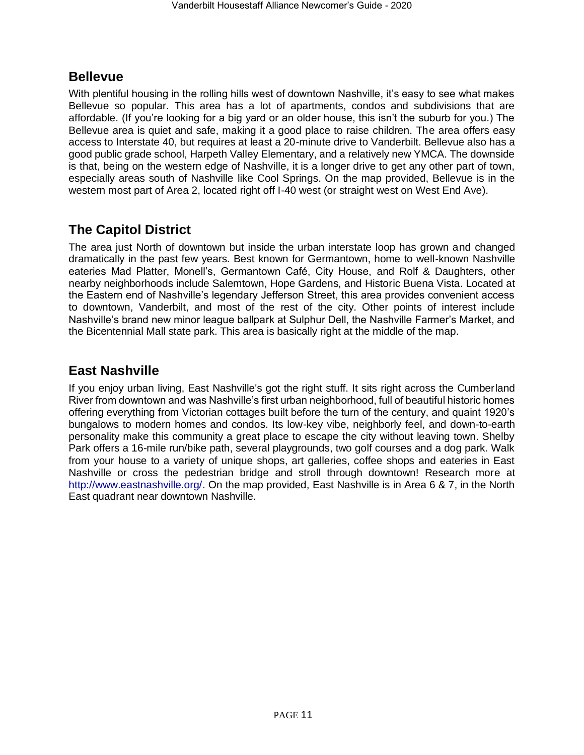## Bellevue

With plentiful housing in the rolling hills west of downtown Nashville, it's easy to see what makes Bellevue so popular. This area has a lot of apartments, condos and subdivisions that are affordable. (If you're looking for a big yard or an older house, this isn't the suburb for you.) The Bellevue area is quiet and safe, making it a good place to raise children. The area offers easy access to Interstate 40, but requires at least a 20-minute drive to Vanderbilt. Bellevue also has a good public grade school, Harpeth Valley Elementary, and a relatively new YMCA. The downside is that, being on the western edge of Nashville, it is a longer drive to get any other part of town, especially areas south of Nashville like Cool Springs. On the map provided, Bellevue is in the western most part of Area 2, located right off I-40 west (or straight west on West End Ave).

## The Capitol District

The area just North of downtown but inside the urban interstate loop has grown and changed dramatically in the past few years. Best known for Germantown, home to well-known Nashville eateries Mad Platter, Monell's, Germantown Café, City House, and Rolf & Daughters, other nearby neighborhoods include Salemtown, Hope Gardens, and Historic Buena Vista. Located at the Eastern end of Nashville's legendary Jefferson Street, this area provides convenient access to downtown, Vanderbilt, and most of the rest of the city. Other points of interest include Nashville's brand new minor league ballpark at Sulphur Dell, the Nashville Farmer's Market, and the Bicentennial Mall state park. This area is basically right at the middle of the map.

## East Nashville

If you enjoy urban living, East Nashville's got the right stuff. It sits right across the Cumberland River from downtown and was Nashville's first urban neighborhood, full of beautiful historic homes offering everything from Victorian cottages built before the turn of the century, and quaint 1920's bungalows to modern homes and condos. Its low-key vibe, neighborly feel, and down-to-earth personality make this community a great place to escape the city without leaving town. Shelby Park offers a 16-mile run/bike path, several playgrounds, two golf courses and a dog park. Walk from your house to a variety of unique shops, art galleries, coffee shops and eateries in East Nashville or cross the pedestrian bridge and stroll through downtown! Research more at http://www.eastnashville.org/. On the map provided, East Nashville is in Area 6 & 7, in the North East quadrant near downtown Nashville.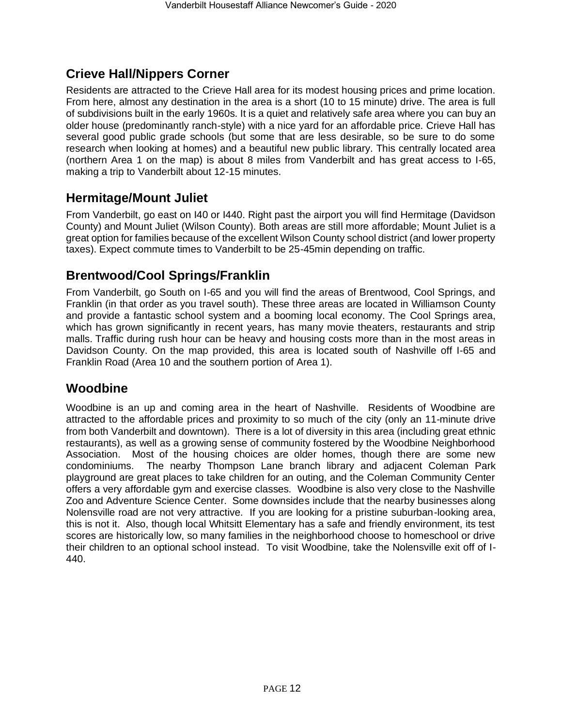## Crieve Hall/Nippers Corner

Residents are attracted to the Crieve Hall area for its modest housing prices and prime location. From here, almost any destination in the area is a short (10 to 15 minute) drive. The area is full of subdivisions built in the early 1960s. It is a quiet and relatively safe area where you can buy an older house (predominantly ranch-style) with a nice yard for an affordable price. Crieve Hall has several good public grade schools (but some that are less desirable, so be sure to do some research when looking at homes) and a beautiful new public library. This centrally located area (northern Area 1 on the map) is about 8 miles from Vanderbilt and has great access to I-65, making a trip to Vanderbilt about 12-15 minutes.

## Hermitage/Mount Juliet

From Vanderbilt, go east on I40 or I440. Right past the airport you will find Hermitage (Davidson County) and Mount Juliet (Wilson County). Both areas are still more affordable; Mount Juliet is a great option for families because of the excellent Wilson County school district (and lower property taxes). Expect commute times to Vanderbilt to be 25-45min depending on traffic.

## Brentwood/Cool Springs/Franklin

From Vanderbilt, go South on I-65 and you will find the areas of Brentwood, Cool Springs, and Franklin (in that order as you travel south). These three areas are located in Williamson County and provide a fantastic school system and a booming local economy. The Cool Springs area, which has grown significantly in recent years, has many movie theaters, restaurants and strip malls. Traffic during rush hour can be heavy and housing costs more than in the most areas in Davidson County. On the map provided, this area is located south of Nashville off I-65 and Franklin Road (Area 10 and the southern portion of Area 1).

## Woodbine

Woodbine is an up and coming area in the heart of Nashville. Residents of Woodbine are attracted to the affordable prices and proximity to so much of the city (only an 11-minute drive from both Vanderbilt and downtown). There is a lot of diversity in this area (including great ethnic restaurants), as well as a growing sense of community fostered by the Woodbine Neighborhood Association. Most of the housing choices are older homes, though there are some new condominiums. The nearby Thompson Lane branch library and adjacent Coleman Park playground are great places to take children for an outing, and the Coleman Community Center offers a very affordable gym and exercise classes. Woodbine is also very close to the Nashville Zoo and Adventure Science Center. Some downsides include that the nearby businesses along Nolensville road are not very attractive. If you are looking for a pristine suburban-looking area, this is not it. Also, though local Whitsitt Elementary has a safe and friendly environment, its test scores are historically low, so many families in the neighborhood choose to homeschool or drive their children to an optional school instead. To visit Woodbine, take the Nolensville exit off of I-440.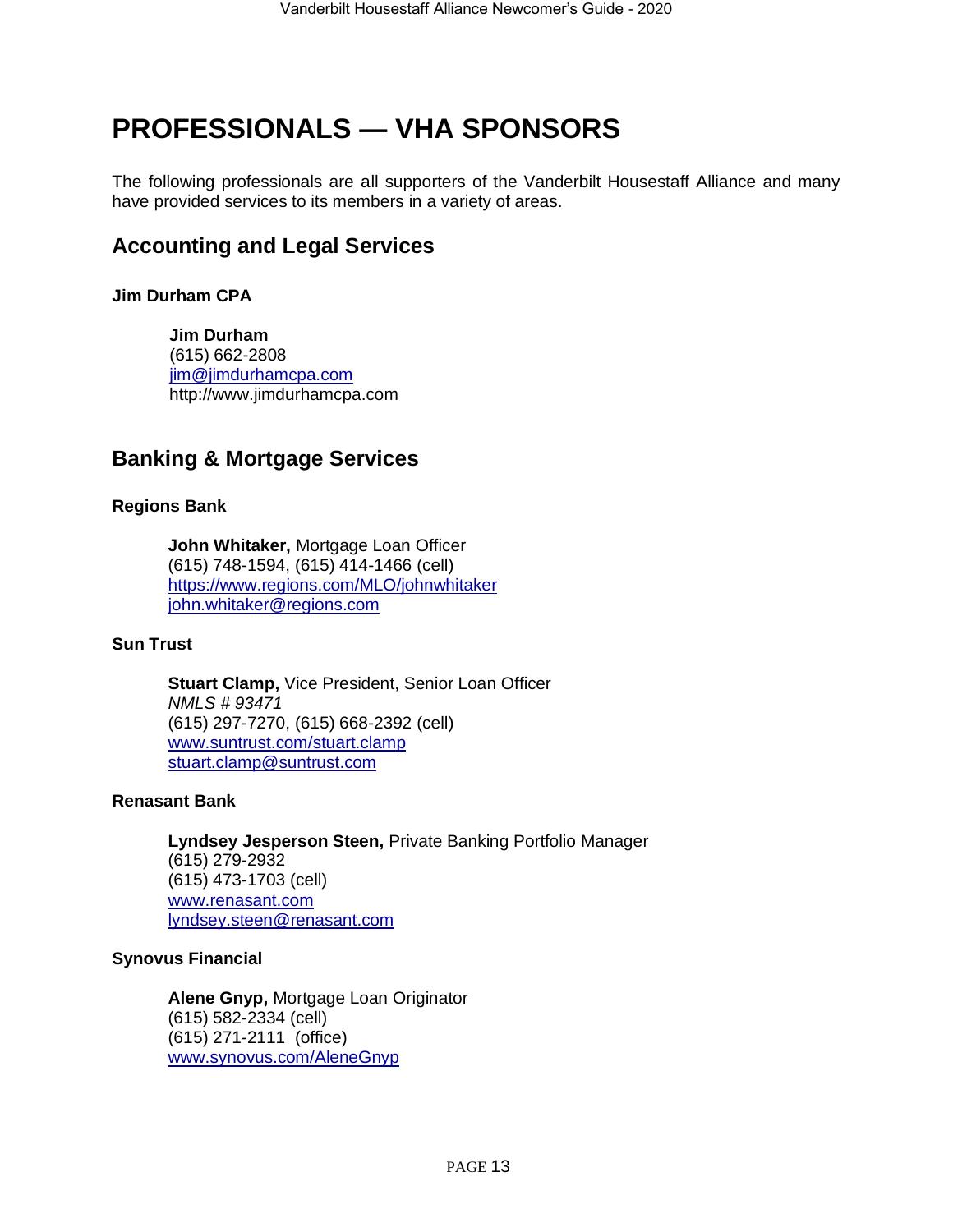# PROFESSIONALS — VHA SPONSORS

The following professionals are all supporters of the Vanderbilt Housestaff Alliance and many have provided services to its members in a variety of areas.

## Accounting and Legal Services

### Jim Durham CPA

**Jim Durham**
(615) 662-2808
jim@jimdurhamcpa.com
http://www.jimdurhamcpa.com

## Banking & Mortgage Services

### Regions Bank

**John Whitaker,** Mortgage Loan Officer
(615) 748-1594, (615) 414-1466 (cell)
https://www.regions.com/MLO/johnwhitaker
john.whitaker@regions.com

### Sun Trust

**Stuart Clamp,** Vice President, Senior Loan Officer
*NMLS # 93471*
(615) 297-7270, (615) 668-2392 (cell)
www.suntrust.com/stuart.clamp
stuart.clamp@suntrust.com

### Renasant Bank

**Lyndsey Jesperson Steen,** Private Banking Portfolio Manager
(615) 279-2932
(615) 473-1703 (cell)
www.renasant.com
lyndsey.steen@renasant.com

### Synovus Financial

**Alene Gnyp,** Mortgage Loan Originator
(615) 582-2334 (cell)
(615) 271-2111 (office)
www.synovus.com/AleneGnyp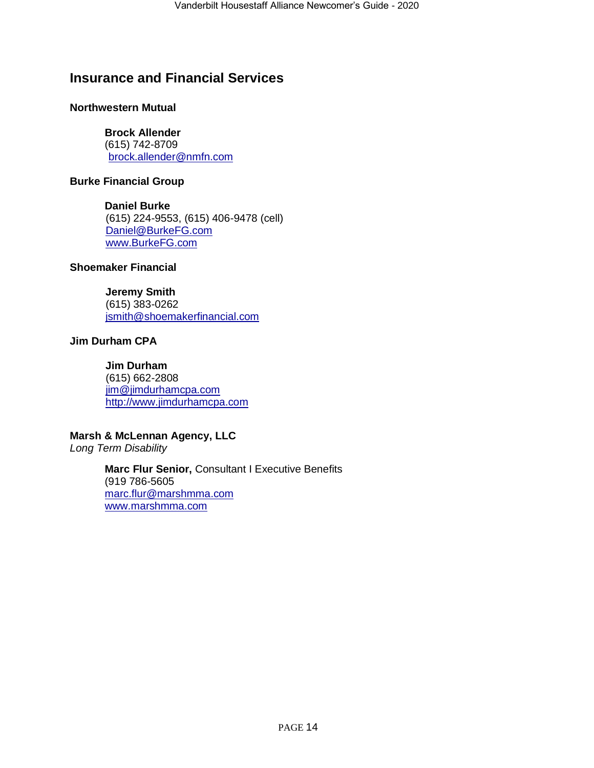## Insurance and Financial Services

### Northwestern Mutual

**Brock Allender**
(615) 742-8709
brock.allender@nmfn.com

### Burke Financial Group

**Daniel Burke**
(615) 224-9553, (615) 406-9478 (cell)
Daniel@BurkeFG.com
www.BurkeFG.com

### Shoemaker Financial

**Jeremy Smith**
(615) 383-0262
jsmith@shoemakerfinancial.com

### Jim Durham CPA

**Jim Durham**
(615) 662-2808
jim@jimdurhamcpa.com
http://www.jimdurhamcpa.com

### Marsh & McLennan Agency, LLC

*Long Term Disability*

**Marc Flur Senior,** Consultant I Executive Benefits
(919 786-5605
marc.flur@marshmma.com
www.marshmma.com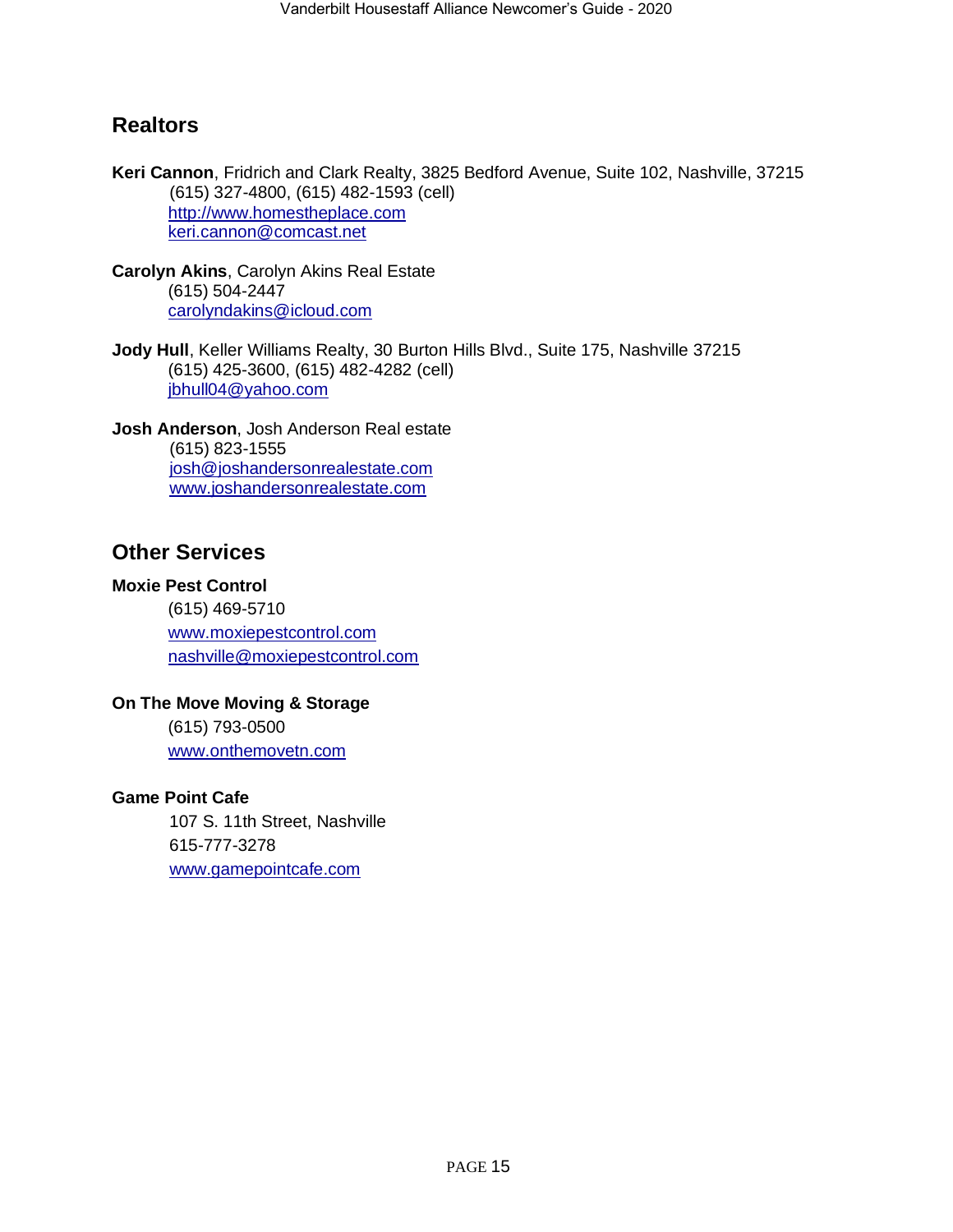## Realtors

**Keri Cannon**, Fridrich and Clark Realty, 3825 Bedford Avenue, Suite 102, Nashville, 37215
(615) 327-4800, (615) 482-1593 (cell)
http://www.homestheplace.com
keri.cannon@comcast.net

**Carolyn Akins**, Carolyn Akins Real Estate
(615) 504-2447
carolyndakins@icloud.com

**Jody Hull**, Keller Williams Realty, 30 Burton Hills Blvd., Suite 175, Nashville 37215
(615) 425-3600, (615) 482-4282 (cell)
jbhull04@yahoo.com

**Josh Anderson**, Josh Anderson Real estate
(615) 823-1555
josh@joshandersonrealestate.com
www.joshandersonrealestate.com

## Other Services

**Moxie Pest Control**
(615) 469-5710
www.moxiepestcontrol.com
nashville@moxiepestcontrol.com

**On The Move Moving & Storage**
(615) 793-0500
www.onthemovetn.com

**Game Point Cafe**
107 S. 11th Street, Nashville
615-777-3278
www.gamepointcafe.com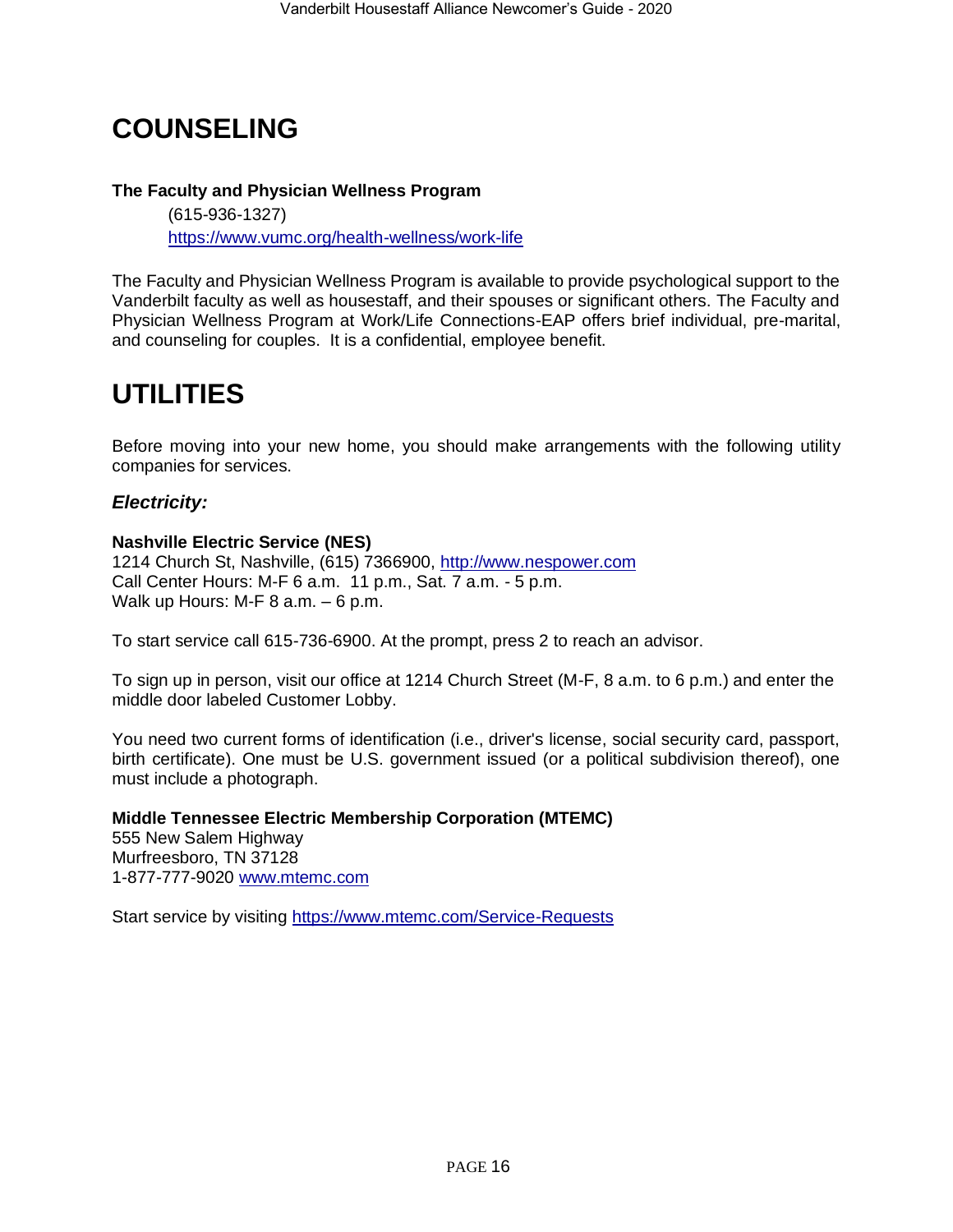# COUNSELING

**The Faculty and Physician Wellness Program**

(615-936-1327)
https://www.vumc.org/health-wellness/work-life

The Faculty and Physician Wellness Program is available to provide psychological support to the Vanderbilt faculty as well as housestaff, and their spouses or significant others. The Faculty and Physician Wellness Program at Work/Life Connections-EAP offers brief individual, pre-marital, and counseling for couples. It is a confidential, employee benefit.

# UTILITIES

Before moving into your new home, you should make arrangements with the following utility companies for services.

### *Electricity:*

**Nashville Electric Service (NES)**
1214 Church St, Nashville, (615) 7366900, http://www.nespower.com
Call Center Hours: M-F 6 a.m. 11 p.m., Sat. 7 a.m. - 5 p.m.
Walk up Hours: M-F 8 a.m. – 6 p.m.

To start service call 615-736-6900. At the prompt, press 2 to reach an advisor.

To sign up in person, visit our office at 1214 Church Street (M-F, 8 a.m. to 6 p.m.) and enter the middle door labeled Customer Lobby.

You need two current forms of identification (i.e., driver's license, social security card, passport, birth certificate). One must be U.S. government issued (or a political subdivision thereof), one must include a photograph.

**Middle Tennessee Electric Membership Corporation (MTEMC)**
555 New Salem Highway
Murfreesboro, TN 37128
1-877-777-9020 www.mtemc.com

Start service by visiting https://www.mtemc.com/Service-Requests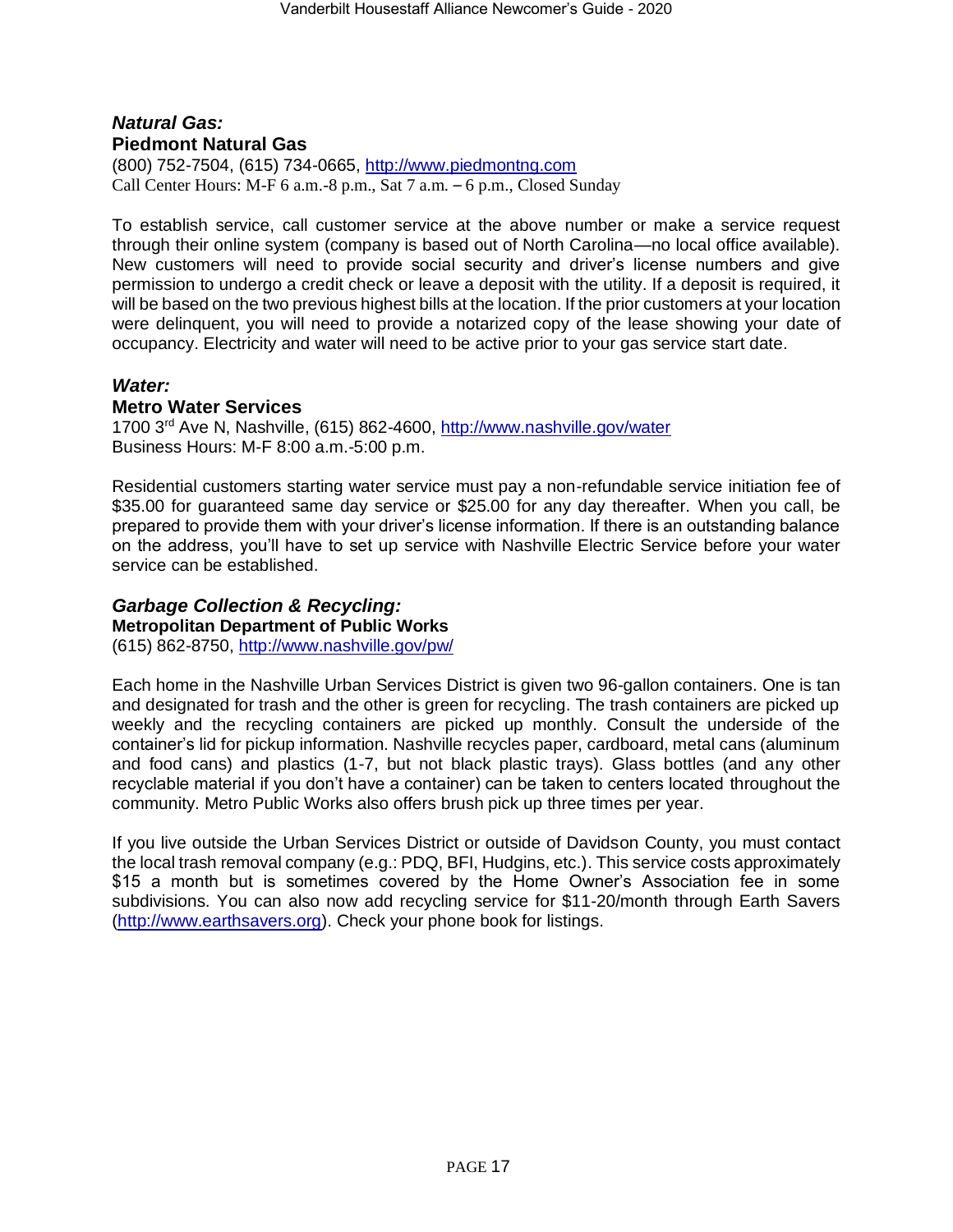### *Natural Gas:*

**Piedmont Natural Gas**

(800) 752-7504, (615) 734-0665, http://www.piedmontng.com
Call Center Hours: M-F 6 a.m.-8 p.m., Sat 7 a.m. – 6 p.m., Closed Sunday

To establish service, call customer service at the above number or make a service request through their online system (company is based out of North Carolina—no local office available). New customers will need to provide social security and driver's license numbers and give permission to undergo a credit check or leave a deposit with the utility. If a deposit is required, it will be based on the two previous highest bills at the location. If the prior customers at your location were delinquent, you will need to provide a notarized copy of the lease showing your date of occupancy. Electricity and water will need to be active prior to your gas service start date.

### *Water:*

**Metro Water Services**

1700 3rd Ave N, Nashville, (615) 862-4600, http://www.nashville.gov/water
Business Hours: M-F 8:00 a.m.-5:00 p.m.

Residential customers starting water service must pay a non-refundable service initiation fee of $35.00 for guaranteed same day service or $25.00 for any day thereafter. When you call, be prepared to provide them with your driver's license information. If there is an outstanding balance on the address, you'll have to set up service with Nashville Electric Service before your water service can be established.

### *Garbage Collection & Recycling:*

**Metropolitan Department of Public Works**

(615) 862-8750, http://www.nashville.gov/pw/

Each home in the Nashville Urban Services District is given two 96-gallon containers. One is tan and designated for trash and the other is green for recycling. The trash containers are picked up weekly and the recycling containers are picked up monthly. Consult the underside of the container's lid for pickup information. Nashville recycles paper, cardboard, metal cans (aluminum and food cans) and plastics (1-7, but not black plastic trays). Glass bottles (and any other recyclable material if you don't have a container) can be taken to centers located throughout the community. Metro Public Works also offers brush pick up three times per year.

If you live outside the Urban Services District or outside of Davidson County, you must contact the local trash removal company (e.g.: PDQ, BFI, Hudgins, etc.). This service costs approximately $15 a month but is sometimes covered by the Home Owner's Association fee in some subdivisions. You can also now add recycling service for $11-20/month through Earth Savers (http://www.earthsavers.org). Check your phone book for listings.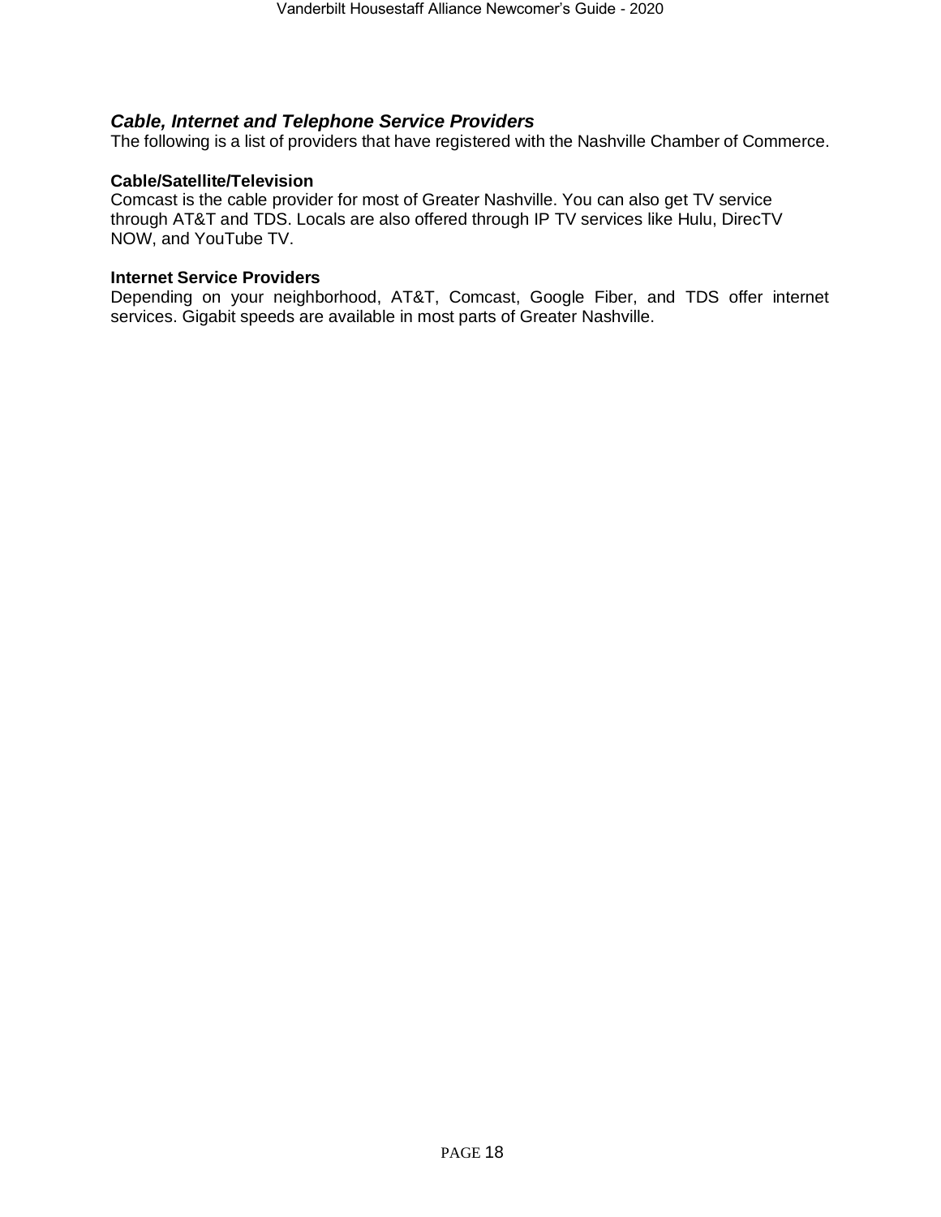### *Cable, Internet and Telephone Service Providers*

The following is a list of providers that have registered with the Nashville Chamber of Commerce.

**Cable/Satellite/Television**

Comcast is the cable provider for most of Greater Nashville. You can also get TV service through AT&T and TDS. Locals are also offered through IP TV services like Hulu, DirecTV NOW, and YouTube TV.

**Internet Service Providers**

Depending on your neighborhood, AT&T, Comcast, Google Fiber, and TDS offer internet services. Gigabit speeds are available in most parts of Greater Nashville.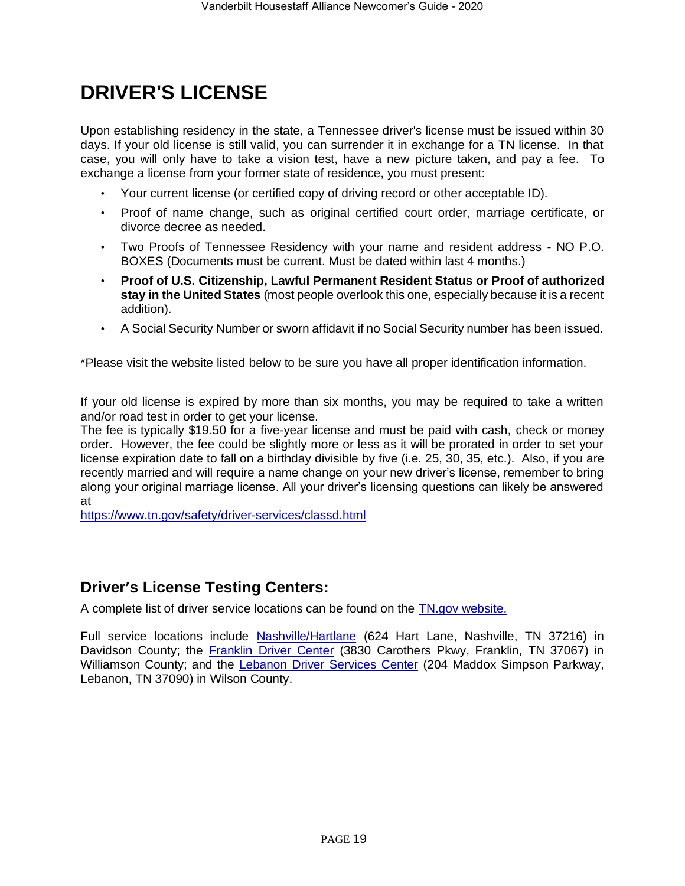# DRIVER'S LICENSE

Upon establishing residency in the state, a Tennessee driver's license must be issued within 30 days. If your old license is still valid, you can surrender it in exchange for a TN license. In that case, you will only have to take a vision test, have a new picture taken, and pay a fee. To exchange a license from your former state of residence, you must present:

- Your current license (or certified copy of driving record or other acceptable ID).
- Proof of name change, such as original certified court order, marriage certificate, or divorce decree as needed.
- Two Proofs of Tennessee Residency with your name and resident address - NO P.O. BOXES (Documents must be current. Must be dated within last 4 months.)
- **Proof of U.S. Citizenship, Lawful Permanent Resident Status or Proof of authorized stay in the United States** (most people overlook this one, especially because it is a recent addition).
- A Social Security Number or sworn affidavit if no Social Security number has been issued.

*Please visit the website listed below to be sure you have all proper identification information.

If your old license is expired by more than six months, you may be required to take a written and/or road test in order to get your license.
The fee is typically $19.50 for a five-year license and must be paid with cash, check or money order. However, the fee could be slightly more or less as it will be prorated in order to set your license expiration date to fall on a birthday divisible by five (i.e. 25, 30, 35, etc.). Also, if you are recently married and will require a name change on your new driver's license, remember to bring along your original marriage license. All your driver's licensing questions can likely be answered at
[https://www.tn.gov/safety/driver-services/classd.html](https://www.tn.gov/safety/driver-services/classd.html)

## Driver's License Testing Centers:

A complete list of driver service locations can be found on the TN.gov website.

Full service locations include Nashville/Hartlane (624 Hart Lane, Nashville, TN 37216) in Davidson County; the Franklin Driver Center (3830 Carothers Pkwy, Franklin, TN 37067) in Williamson County; and the Lebanon Driver Services Center (204 Maddox Simpson Parkway, Lebanon, TN 37090) in Wilson County.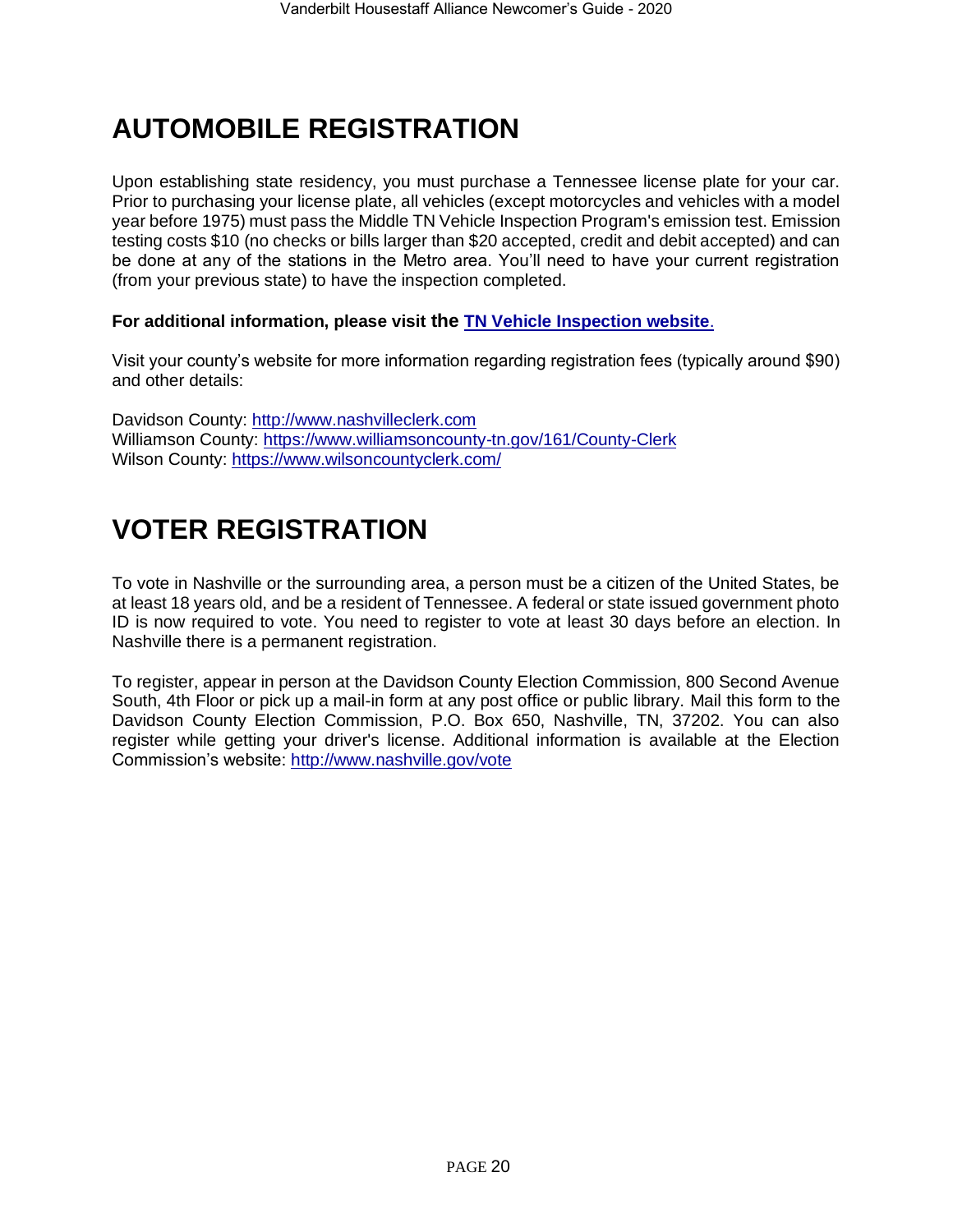# AUTOMOBILE REGISTRATION

Upon establishing state residency, you must purchase a Tennessee license plate for your car. Prior to purchasing your license plate, all vehicles (except motorcycles and vehicles with a model year before 1975) must pass the Middle TN Vehicle Inspection Program's emission test. Emission testing costs $10 (no checks or bills larger than $20 accepted, credit and debit accepted) and can be done at any of the stations in the Metro area. You'll need to have your current registration (from your previous state) to have the inspection completed.

**For additional information, please visit the [TN Vehicle Inspection website](#).**

Visit your county's website for more information regarding registration fees (typically around $90) and other details:

Davidson County: http://www.nashvilleclerk.com
Williamson County: https://www.williamsoncounty-tn.gov/161/County-Clerk
Wilson County: https://www.wilsoncountyclerk.com/

# VOTER REGISTRATION

To vote in Nashville or the surrounding area, a person must be a citizen of the United States, be at least 18 years old, and be a resident of Tennessee. A federal or state issued government photo ID is now required to vote. You need to register to vote at least 30 days before an election. In Nashville there is a permanent registration.

To register, appear in person at the Davidson County Election Commission, 800 Second Avenue South, 4th Floor or pick up a mail-in form at any post office or public library. Mail this form to the Davidson County Election Commission, P.O. Box 650, Nashville, TN, 37202. You can also register while getting your driver's license. Additional information is available at the Election Commission's website: http://www.nashville.gov/vote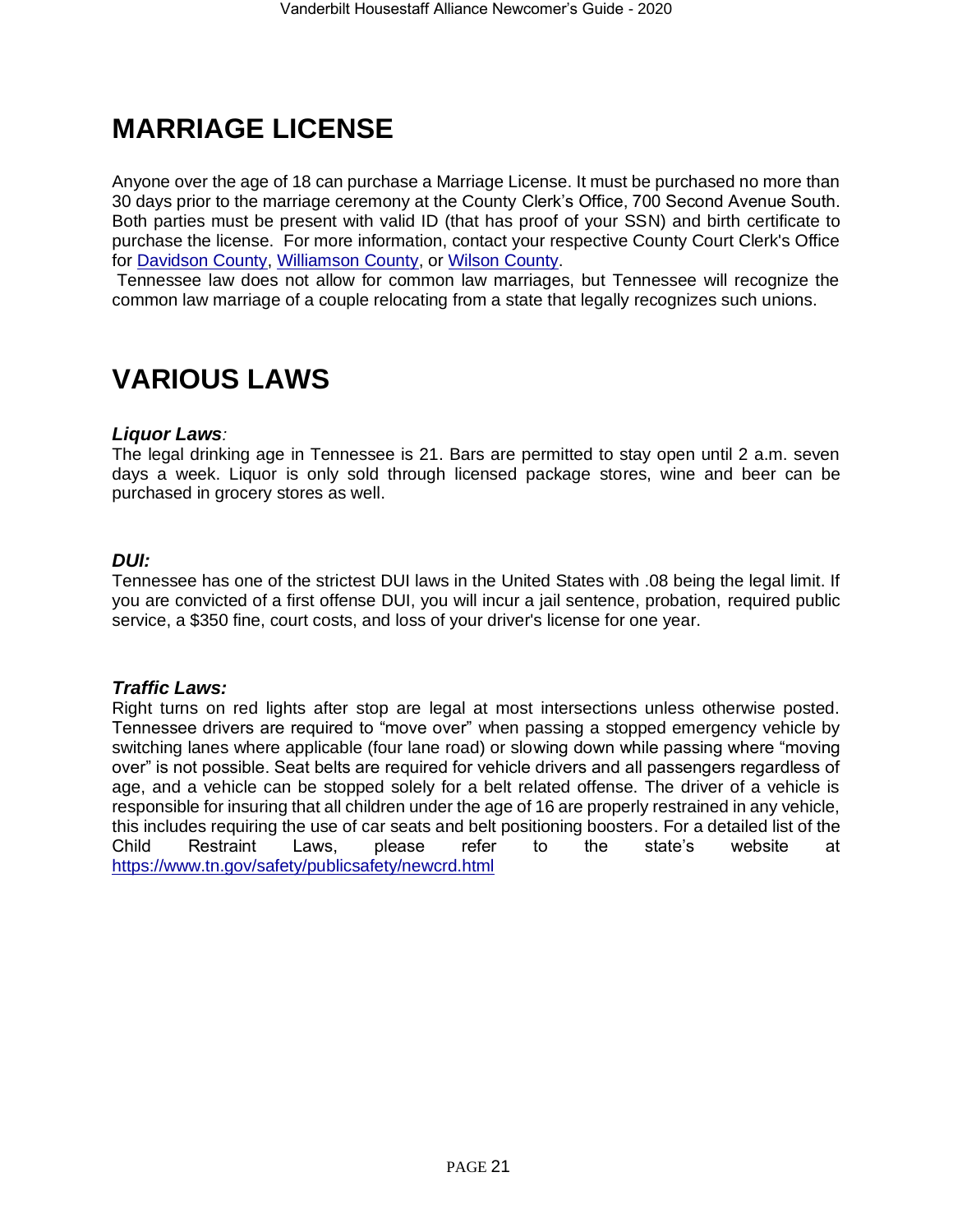# MARRIAGE LICENSE

Anyone over the age of 18 can purchase a Marriage License. It must be purchased no more than 30 days prior to the marriage ceremony at the County Clerk's Office, 700 Second Avenue South. Both parties must be present with valid ID (that has proof of your SSN) and birth certificate to purchase the license. For more information, contact your respective County Court Clerk's Office for [Davidson County](), [Williamson County](), or [Wilson County]().

Tennessee law does not allow for common law marriages, but Tennessee will recognize the common law marriage of a couple relocating from a state that legally recognizes such unions.

# VARIOUS LAWS

***Liquor Laws**:*
The legal drinking age in Tennessee is 21. Bars are permitted to stay open until 2 a.m. seven days a week. Liquor is only sold through licensed package stores, wine and beer can be purchased in grocery stores as well.

***DUI:***
Tennessee has one of the strictest DUI laws in the United States with .08 being the legal limit. If you are convicted of a first offense DUI, you will incur a jail sentence, probation, required public service, a $350 fine, court costs, and loss of your driver's license for one year.

***Traffic Laws:***
Right turns on red lights after stop are legal at most intersections unless otherwise posted. Tennessee drivers are required to "move over" when passing a stopped emergency vehicle by switching lanes where applicable (four lane road) or slowing down while passing where "moving over" is not possible. Seat belts are required for vehicle drivers and all passengers regardless of age, and a vehicle can be stopped solely for a belt related offense. The driver of a vehicle is responsible for insuring that all children under the age of 16 are properly restrained in any vehicle, this includes requiring the use of car seats and belt positioning boosters. For a detailed list of the Child Restraint Laws, please refer to the state's website at https://www.tn.gov/safety/publicsafety/newcrd.html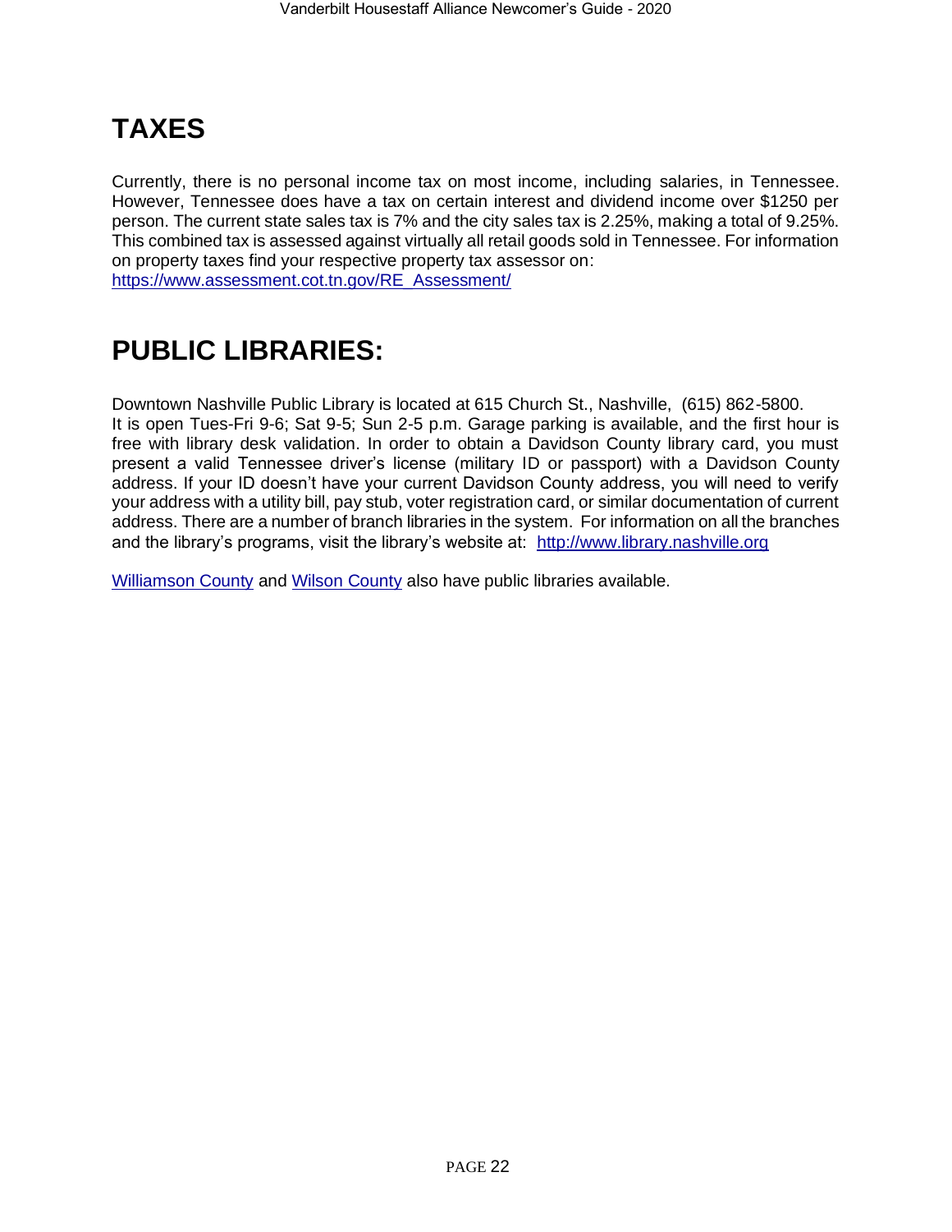# TAXES

Currently, there is no personal income tax on most income, including salaries, in Tennessee. However, Tennessee does have a tax on certain interest and dividend income over $1250 per person. The current state sales tax is 7% and the city sales tax is 2.25%, making a total of 9.25%. This combined tax is assessed against virtually all retail goods sold in Tennessee. For information on property taxes find your respective property tax assessor on: https://www.assessment.cot.tn.gov/RE_Assessment/

# PUBLIC LIBRARIES:

Downtown Nashville Public Library is located at 615 Church St., Nashville, (615) 862-5800. It is open Tues-Fri 9-6; Sat 9-5; Sun 2-5 p.m. Garage parking is available, and the first hour is free with library desk validation. In order to obtain a Davidson County library card, you must present a valid Tennessee driver's license (military ID or passport) with a Davidson County address. If your ID doesn't have your current Davidson County address, you will need to verify your address with a utility bill, pay stub, voter registration card, or similar documentation of current address. There are a number of branch libraries in the system. For information on all the branches and the library's programs, visit the library's website at: http://www.library.nashville.org

Williamson County and Wilson County also have public libraries available.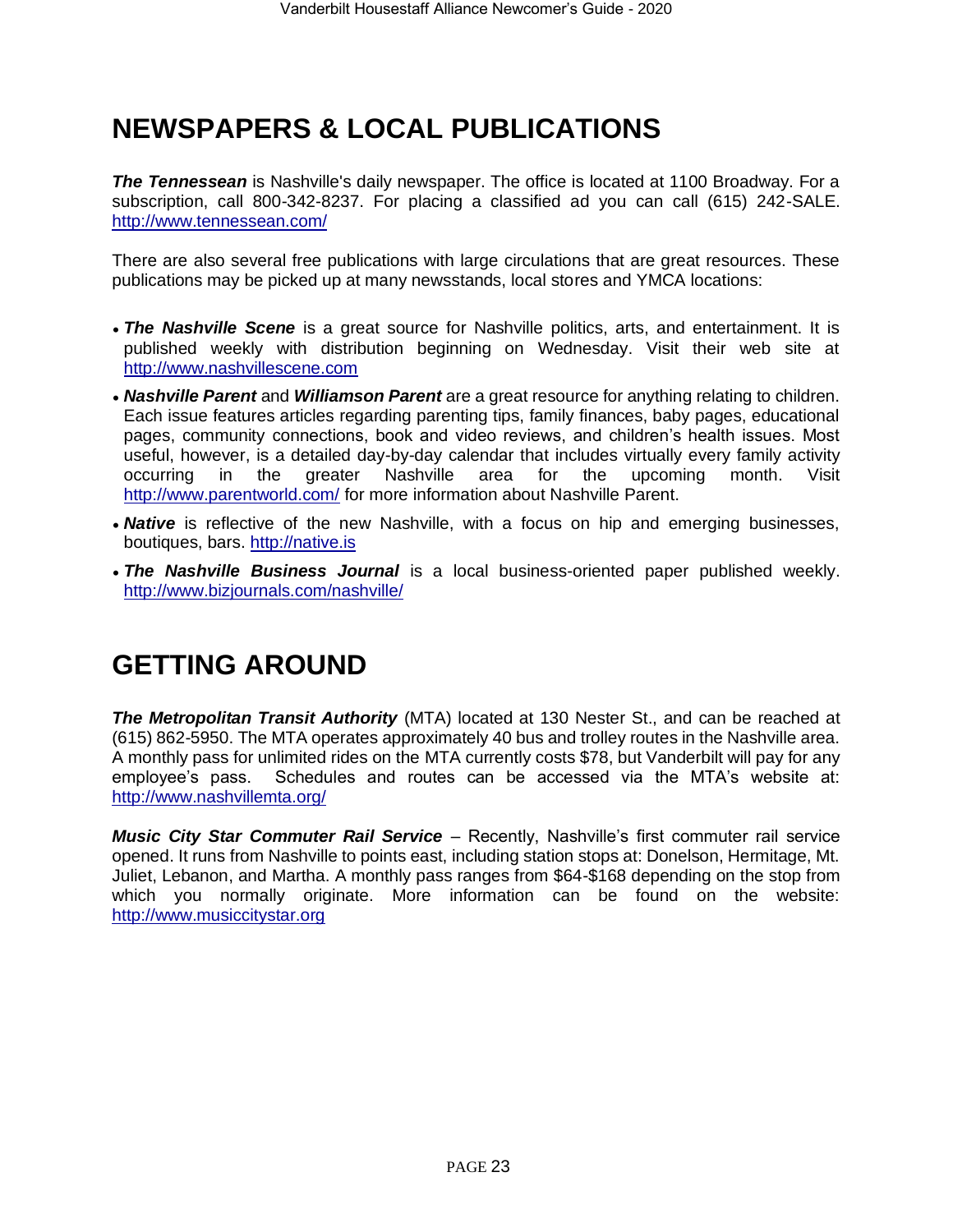# NEWSPAPERS & LOCAL PUBLICATIONS

***The Tennessean*** is Nashville's daily newspaper. The office is located at 1100 Broadway. For a subscription, call 800-342-8237. For placing a classified ad you can call (615) 242-SALE. http://www.tennessean.com/

There are also several free publications with large circulations that are great resources. These publications may be picked up at many newsstands, local stores and YMCA locations:

- ***The Nashville Scene*** is a great source for Nashville politics, arts, and entertainment. It is published weekly with distribution beginning on Wednesday. Visit their web site at http://www.nashvillescene.com
- ***Nashville Parent*** and ***Williamson Parent*** are a great resource for anything relating to children. Each issue features articles regarding parenting tips, family finances, baby pages, educational pages, community connections, book and video reviews, and children's health issues. Most useful, however, is a detailed day-by-day calendar that includes virtually every family activity occurring in the greater Nashville area for the upcoming month. Visit http://www.parentworld.com/ for more information about Nashville Parent.
- ***Native*** is reflective of the new Nashville, with a focus on hip and emerging businesses, boutiques, bars. http://native.is
- ***The Nashville Business Journal*** is a local business-oriented paper published weekly. http://www.bizjournals.com/nashville/

# GETTING AROUND

***The Metropolitan Transit Authority*** (MTA) located at 130 Nester St., and can be reached at (615) 862-5950. The MTA operates approximately 40 bus and trolley routes in the Nashville area. A monthly pass for unlimited rides on the MTA currently costs $78, but Vanderbilt will pay for any employee's pass. Schedules and routes can be accessed via the MTA's website at: http://www.nashvillemta.org/

***Music City Star Commuter Rail Service*** – Recently, Nashville's first commuter rail service opened. It runs from Nashville to points east, including station stops at: Donelson, Hermitage, Mt. Juliet, Lebanon, and Martha. A monthly pass ranges from $64-$168 depending on the stop from which you normally originate. More information can be found on the website: http://www.musiccitystar.org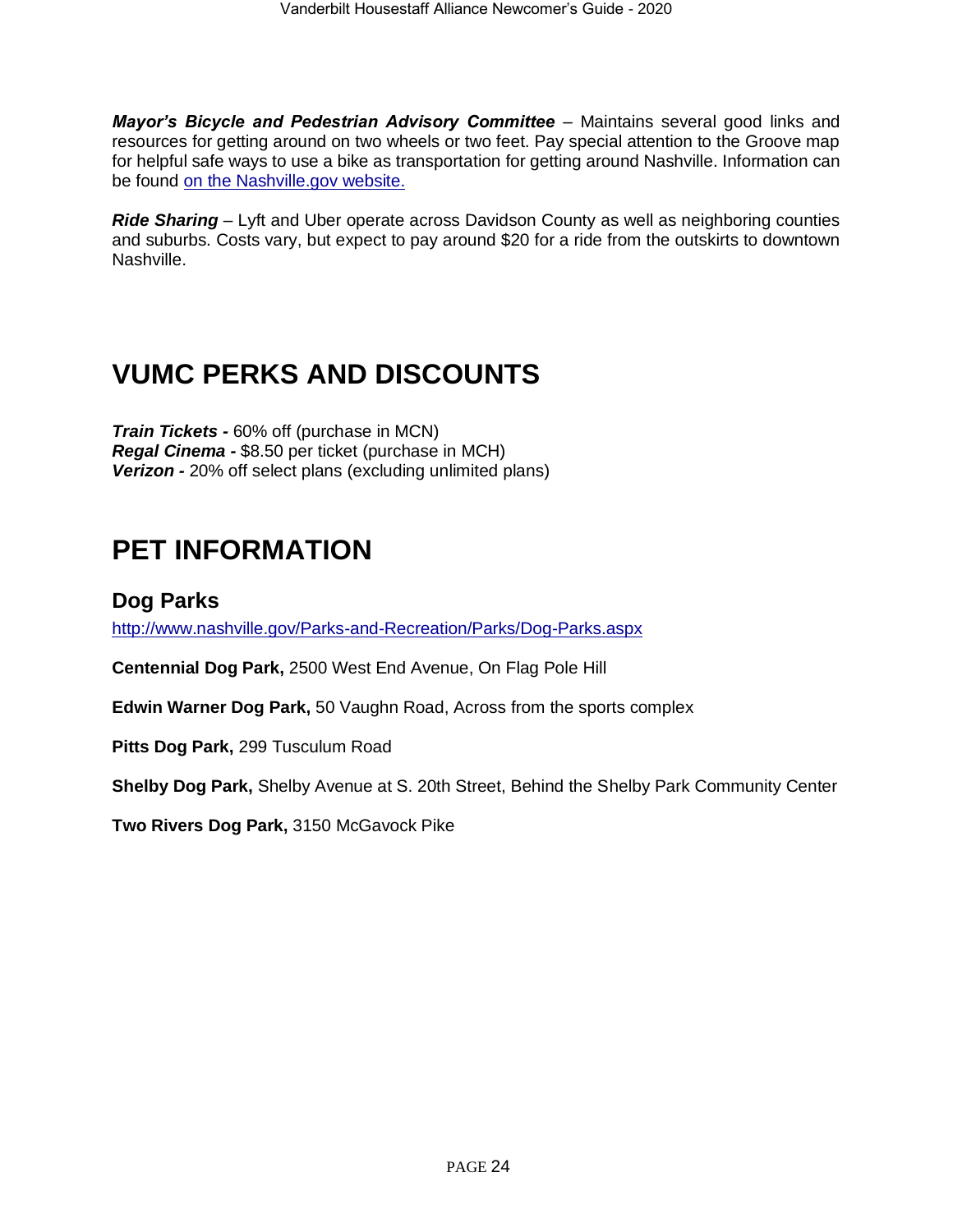***Mayor's Bicycle and Pedestrian Advisory Committee*** – Maintains several good links and resources for getting around on two wheels or two feet. Pay special attention to the Groove map for helpful safe ways to use a bike as transportation for getting around Nashville. Information can be found [on the Nashville.gov website.](#)

***Ride Sharing*** – Lyft and Uber operate across Davidson County as well as neighboring counties and suburbs. Costs vary, but expect to pay around $20 for a ride from the outskirts to downtown Nashville.

# VUMC PERKS AND DISCOUNTS

***Train Tickets -*** 60% off (purchase in MCN)
***Regal Cinema -*** $8.50 per ticket (purchase in MCH)
***Verizon -*** 20% off select plans (excluding unlimited plans)

# PET INFORMATION

## Dog Parks

http://www.nashville.gov/Parks-and-Recreation/Parks/Dog-Parks.aspx

**Centennial Dog Park,** 2500 West End Avenue, On Flag Pole Hill

**Edwin Warner Dog Park,** 50 Vaughn Road, Across from the sports complex

**Pitts Dog Park,** 299 Tusculum Road

**Shelby Dog Park,** Shelby Avenue at S. 20th Street, Behind the Shelby Park Community Center

**Two Rivers Dog Park,** 3150 McGavock Pike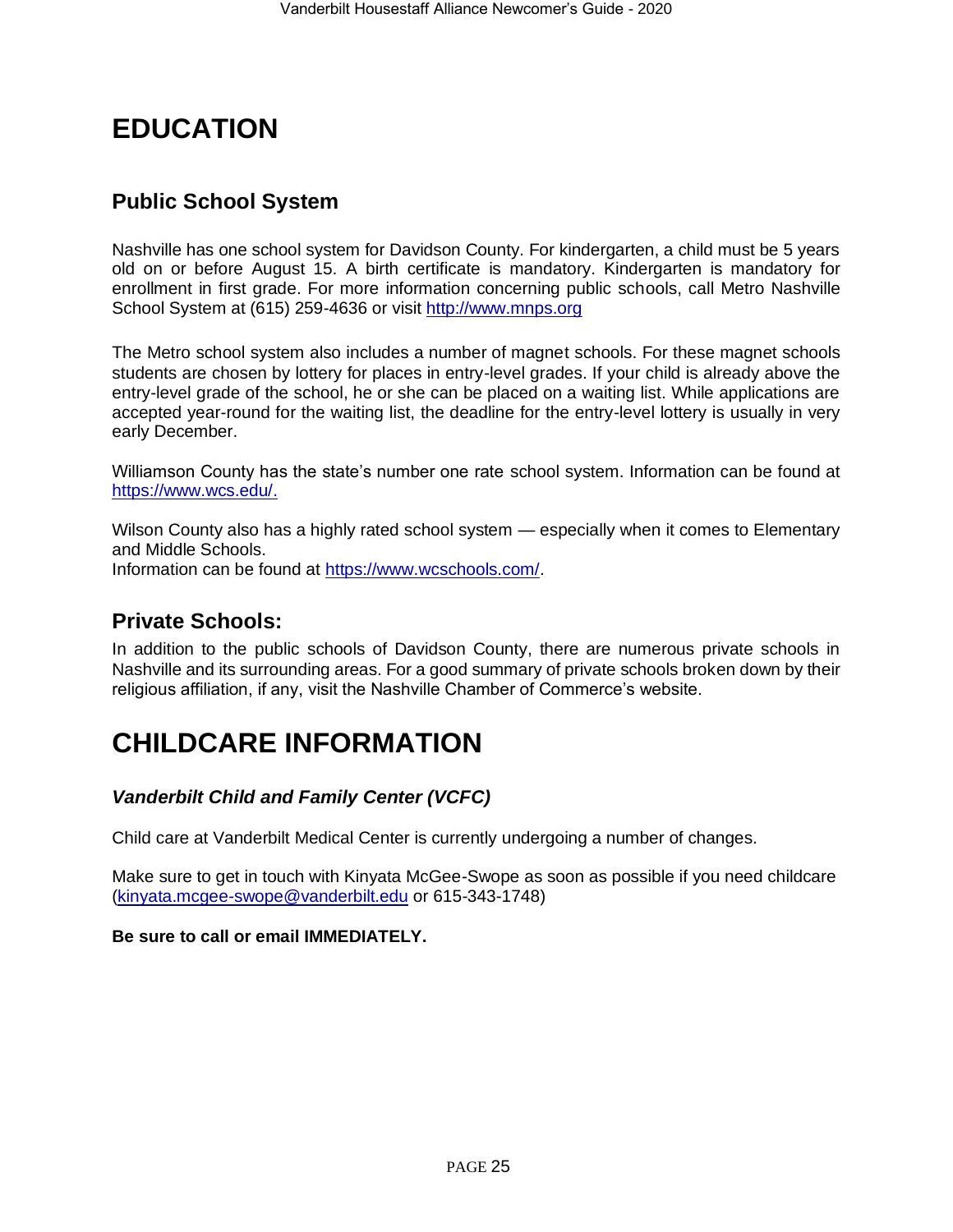# EDUCATION

## Public School System

Nashville has one school system for Davidson County. For kindergarten, a child must be 5 years old on or before August 15. A birth certificate is mandatory. Kindergarten is mandatory for enrollment in first grade. For more information concerning public schools, call Metro Nashville School System at (615) 259-4636 or visit http://www.mnps.org

The Metro school system also includes a number of magnet schools. For these magnet schools students are chosen by lottery for places in entry-level grades. If your child is already above the entry-level grade of the school, he or she can be placed on a waiting list. While applications are accepted year-round for the waiting list, the deadline for the entry-level lottery is usually in very early December.

Williamson County has the state's number one rate school system. Information can be found at https://www.wcs.edu/.

Wilson County also has a highly rated school system — especially when it comes to Elementary and Middle Schools.
Information can be found at https://www.wcschools.com/.

## Private Schools:

In addition to the public schools of Davidson County, there are numerous private schools in Nashville and its surrounding areas. For a good summary of private schools broken down by their religious affiliation, if any, visit the Nashville Chamber of Commerce's website.

# CHILDCARE INFORMATION

### *Vanderbilt Child and Family Center (VCFC)*

Child care at Vanderbilt Medical Center is currently undergoing a number of changes.

Make sure to get in touch with Kinyata McGee-Swope as soon as possible if you need childcare (kinyata.mcgee-swope@vanderbilt.edu or 615-343-1748)

**Be sure to call or email IMMEDIATELY.**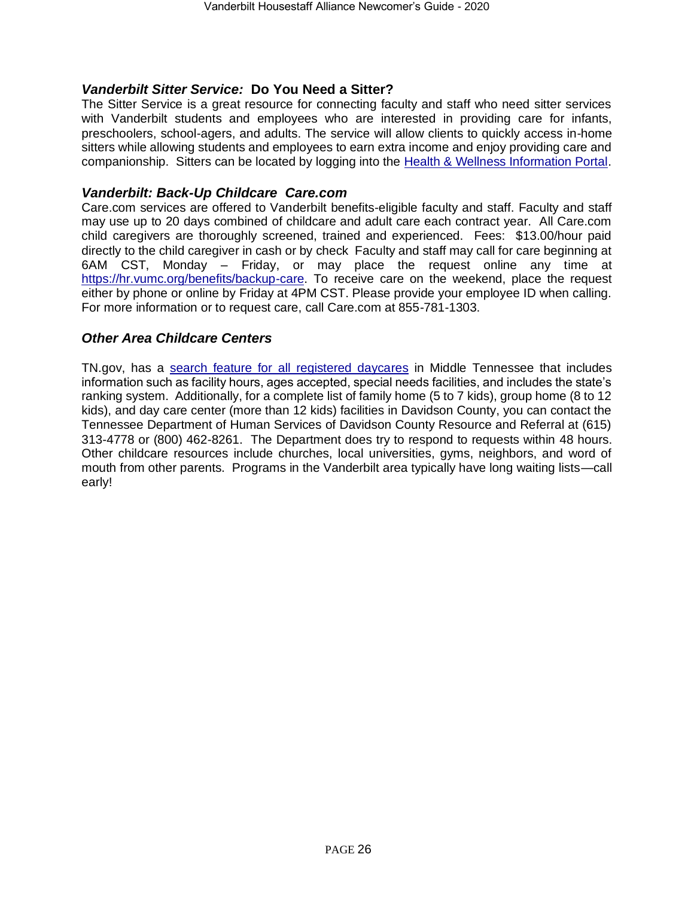### ***Vanderbilt Sitter Service:*** **Do You Need a Sitter?**

The Sitter Service is a great resource for connecting faculty and staff who need sitter services with Vanderbilt students and employees who are interested in providing care for infants, preschoolers, school-agers, and adults. The service will allow clients to quickly access in-home sitters while allowing students and employees to earn extra income and enjoy providing care and companionship. Sitters can be located by logging into the [Health & Wellness Information Portal].

### ***Vanderbilt: Back-Up Childcare Care.com***

Care.com services are offered to Vanderbilt benefits-eligible faculty and staff. Faculty and staff may use up to 20 days combined of childcare and adult care each contract year. All Care.com child caregivers are thoroughly screened, trained and experienced. Fees: $13.00/hour paid directly to the child caregiver in cash or by check Faculty and staff may call for care beginning at 6AM CST, Monday – Friday, or may place the request online any time at https://hr.vumc.org/benefits/backup-care. To receive care on the weekend, place the request either by phone or online by Friday at 4PM CST. Please provide your employee ID when calling. For more information or to request care, call Care.com at 855-781-1303.

### ***Other Area Childcare Centers***

TN.gov, has a [search feature for all registered daycares] in Middle Tennessee that includes information such as facility hours, ages accepted, special needs facilities, and includes the state's ranking system. Additionally, for a complete list of family home (5 to 7 kids), group home (8 to 12 kids), and day care center (more than 12 kids) facilities in Davidson County, you can contact the Tennessee Department of Human Services of Davidson County Resource and Referral at (615) 313-4778 or (800) 462-8261. The Department does try to respond to requests within 48 hours. Other childcare resources include churches, local universities, gyms, neighbors, and word of mouth from other parents. Programs in the Vanderbilt area typically have long waiting lists—call early!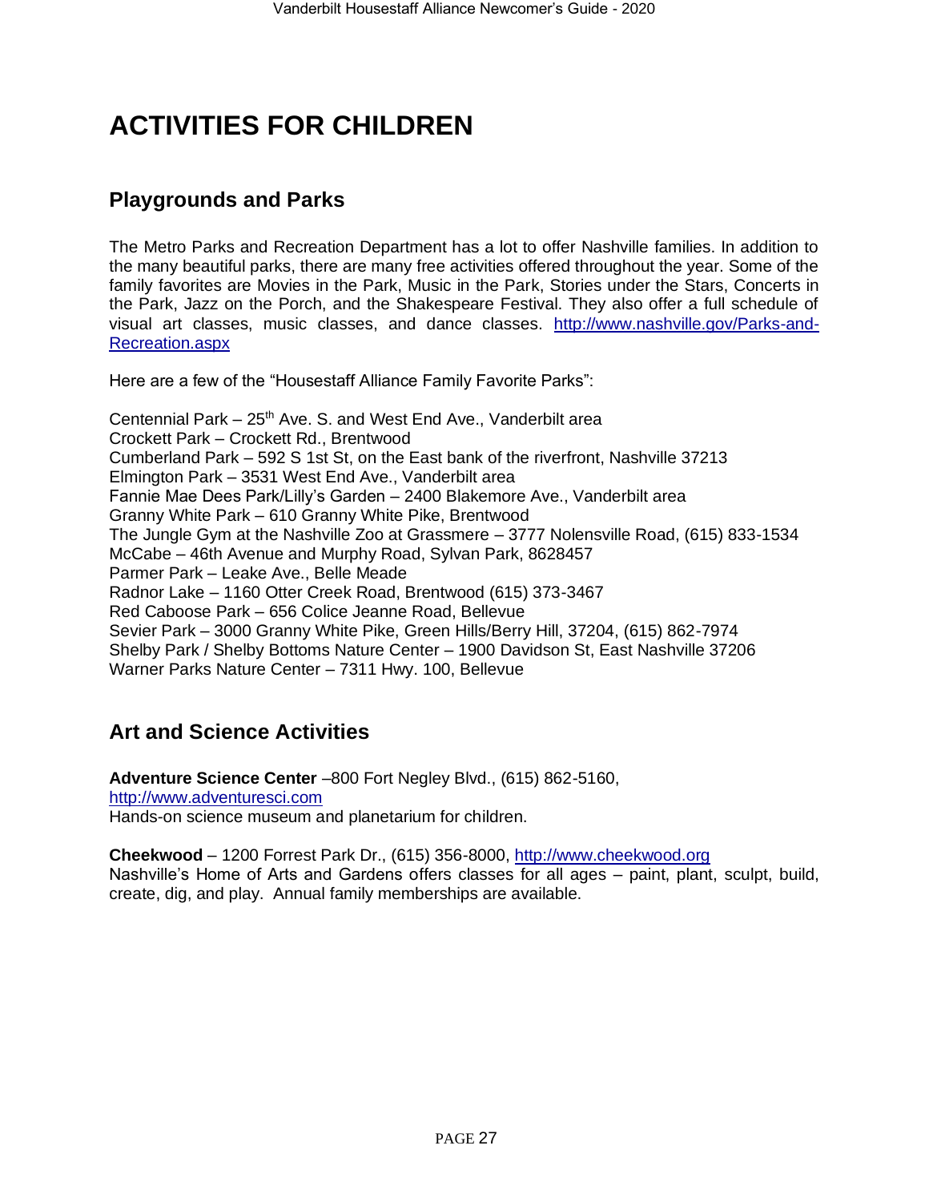# ACTIVITIES FOR CHILDREN

## Playgrounds and Parks

The Metro Parks and Recreation Department has a lot to offer Nashville families. In addition to the many beautiful parks, there are many free activities offered throughout the year. Some of the family favorites are Movies in the Park, Music in the Park, Stories under the Stars, Concerts in the Park, Jazz on the Porch, and the Shakespeare Festival. They also offer a full schedule of visual art classes, music classes, and dance classes. http://www.nashville.gov/Parks-and-Recreation.aspx

Here are a few of the "Housestaff Alliance Family Favorite Parks":

Centennial Park – 25th Ave. S. and West End Ave., Vanderbilt area
Crockett Park – Crockett Rd., Brentwood
Cumberland Park – 592 S 1st St, on the East bank of the riverfront, Nashville 37213
Elmington Park – 3531 West End Ave., Vanderbilt area
Fannie Mae Dees Park/Lilly's Garden – 2400 Blakemore Ave., Vanderbilt area
Granny White Park – 610 Granny White Pike, Brentwood
The Jungle Gym at the Nashville Zoo at Grassmere – 3777 Nolensville Road, (615) 833-1534
McCabe – 46th Avenue and Murphy Road, Sylvan Park, 8628457
Parmer Park – Leake Ave., Belle Meade
Radnor Lake – 1160 Otter Creek Road, Brentwood (615) 373-3467
Red Caboose Park – 656 Colice Jeanne Road, Bellevue
Sevier Park – 3000 Granny White Pike, Green Hills/Berry Hill, 37204, (615) 862-7974
Shelby Park / Shelby Bottoms Nature Center – 1900 Davidson St, East Nashville 37206
Warner Parks Nature Center – 7311 Hwy. 100, Bellevue

## Art and Science Activities

**Adventure Science Center** –800 Fort Negley Blvd., (615) 862-5160, http://www.adventuresci.com
Hands-on science museum and planetarium for children.

**Cheekwood** – 1200 Forrest Park Dr., (615) 356-8000, http://www.cheekwood.org
Nashville's Home of Arts and Gardens offers classes for all ages – paint, plant, sculpt, build, create, dig, and play. Annual family memberships are available.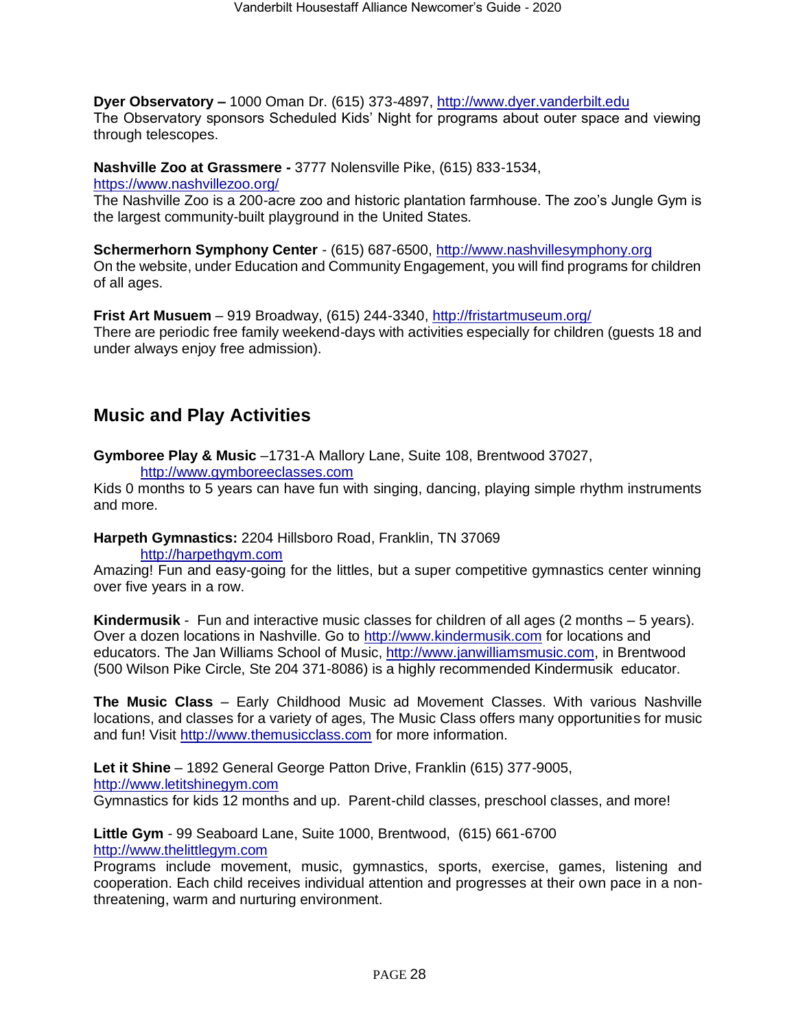**Dyer Observatory –** 1000 Oman Dr. (615) 373-4897, http://www.dyer.vanderbilt.edu
The Observatory sponsors Scheduled Kids' Night for programs about outer space and viewing through telescopes.

**Nashville Zoo at Grassmere -** 3777 Nolensville Pike, (615) 833-1534, https://www.nashvillezoo.org/
The Nashville Zoo is a 200-acre zoo and historic plantation farmhouse. The zoo's Jungle Gym is the largest community-built playground in the United States.

**Schermerhorn Symphony Center** - (615) 687-6500, http://www.nashvillesymphony.org
On the website, under Education and Community Engagement, you will find programs for children of all ages.

**Frist Art Musuem** – 919 Broadway, (615) 244-3340, http://fristartmuseum.org/
There are periodic free family weekend-days with activities especially for children (guests 18 and under always enjoy free admission).

## Music and Play Activities

**Gymboree Play & Music** –1731-A Mallory Lane, Suite 108, Brentwood 37027, http://www.gymboreeclasses.com
Kids 0 months to 5 years can have fun with singing, dancing, playing simple rhythm instruments and more.

**Harpeth Gymnastics:** 2204 Hillsboro Road, Franklin, TN 37069 http://harpethgym.com
Amazing! Fun and easy-going for the littles, but a super competitive gymnastics center winning over five years in a row.

**Kindermusik** - Fun and interactive music classes for children of all ages (2 months – 5 years). Over a dozen locations in Nashville. Go to http://www.kindermusik.com for locations and educators. The Jan Williams School of Music, http://www.janwilliamsmusic.com, in Brentwood (500 Wilson Pike Circle, Ste 204 371-8086) is a highly recommended Kindermusik educator.

**The Music Class** – Early Childhood Music ad Movement Classes. With various Nashville locations, and classes for a variety of ages, The Music Class offers many opportunities for music and fun! Visit http://www.themusicclass.com for more information.

**Let it Shine** – 1892 General George Patton Drive, Franklin (615) 377-9005, http://www.letitshinegym.com
Gymnastics for kids 12 months and up. Parent-child classes, preschool classes, and more!

**Little Gym** - 99 Seaboard Lane, Suite 1000, Brentwood, (615) 661-6700 http://www.thelittlegym.com
Programs include movement, music, gymnastics, sports, exercise, games, listening and cooperation. Each child receives individual attention and progresses at their own pace in a non-threatening, warm and nurturing environment.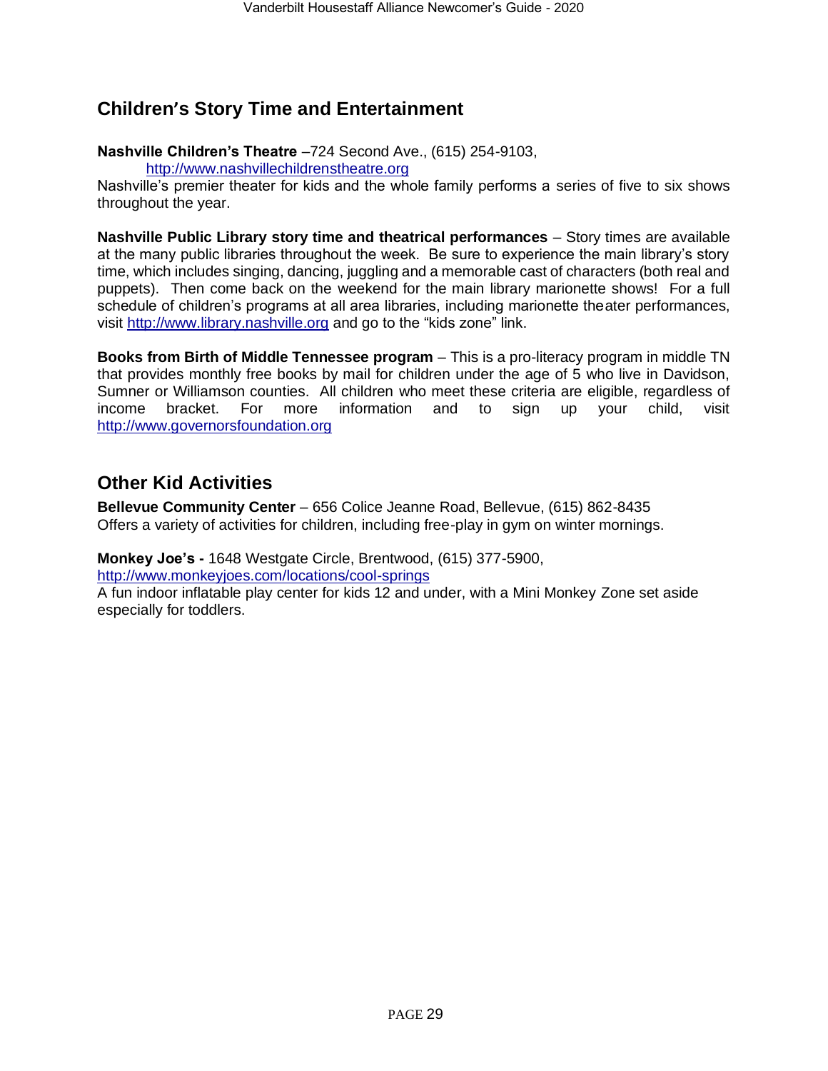## Children's Story Time and Entertainment

**Nashville Children's Theatre** –724 Second Ave., (615) 254-9103, http://www.nashvillechildrenstheatre.org
Nashville's premier theater for kids and the whole family performs a series of five to six shows throughout the year.

**Nashville Public Library story time and theatrical performances** – Story times are available at the many public libraries throughout the week. Be sure to experience the main library's story time, which includes singing, dancing, juggling and a memorable cast of characters (both real and puppets). Then come back on the weekend for the main library marionette shows! For a full schedule of children's programs at all area libraries, including marionette theater performances, visit http://www.library.nashville.org and go to the "kids zone" link.

**Books from Birth of Middle Tennessee program** – This is a pro-literacy program in middle TN that provides monthly free books by mail for children under the age of 5 who live in Davidson, Sumner or Williamson counties. All children who meet these criteria are eligible, regardless of income bracket. For more information and to sign up your child, visit http://www.governorsfoundation.org

## Other Kid Activities

**Bellevue Community Center** – 656 Colice Jeanne Road, Bellevue, (615) 862-8435
Offers a variety of activities for children, including free-play in gym on winter mornings.

**Monkey Joe's -** 1648 Westgate Circle, Brentwood, (615) 377-5900, http://www.monkeyjoes.com/locations/cool-springs
A fun indoor inflatable play center for kids 12 and under, with a Mini Monkey Zone set aside especially for toddlers.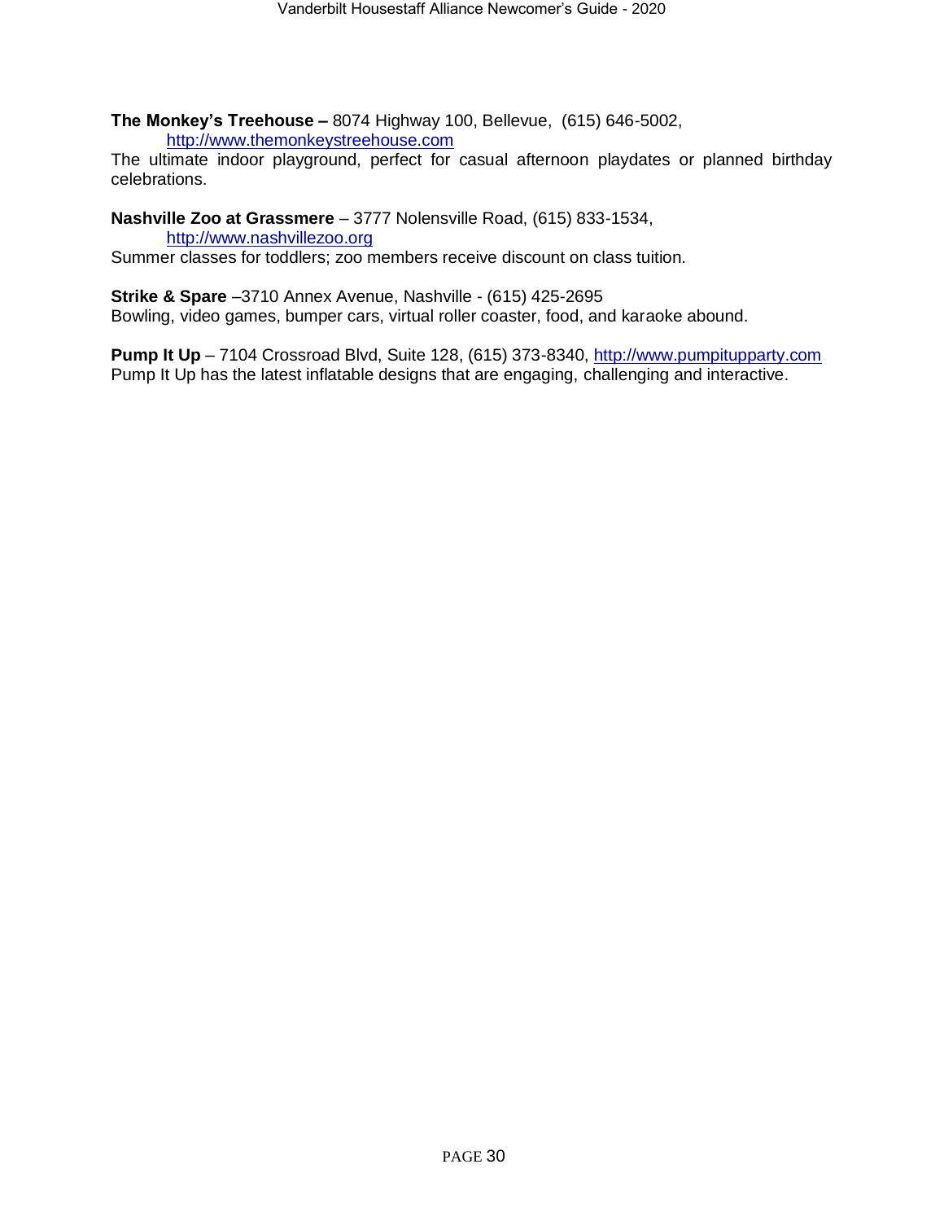**The Monkey's Treehouse –** 8074 Highway 100, Bellevue, (615) 646-5002, http://www.themonkeystreehouse.com
The ultimate indoor playground, perfect for casual afternoon playdates or planned birthday celebrations.

**Nashville Zoo at Grassmere** – 3777 Nolensville Road, (615) 833-1534, http://www.nashvillezoo.org
Summer classes for toddlers; zoo members receive discount on class tuition.

**Strike & Spare** –3710 Annex Avenue, Nashville - (615) 425-2695
Bowling, video games, bumper cars, virtual roller coaster, food, and karaoke abound.

**Pump It Up** – 7104 Crossroad Blvd, Suite 128, (615) 373-8340, http://www.pumpitupparty.com
Pump It Up has the latest inflatable designs that are engaging, challenging and interactive.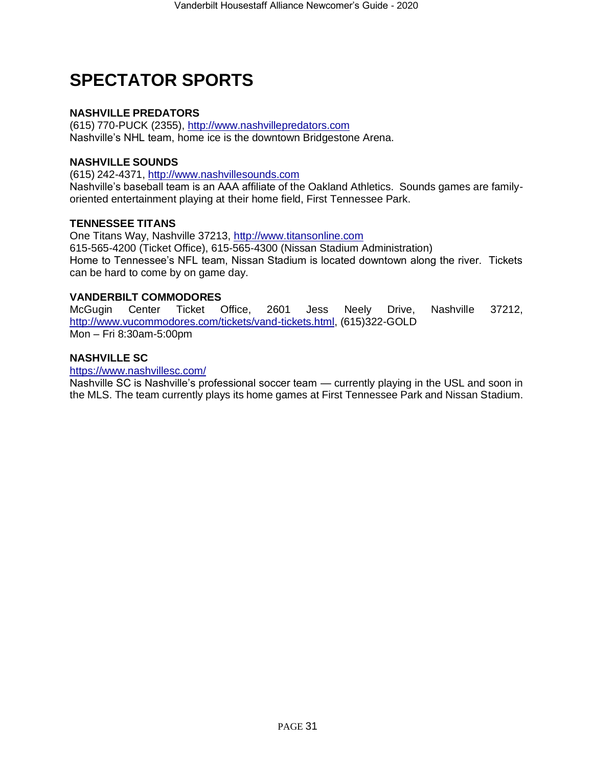# SPECTATOR SPORTS

**NASHVILLE PREDATORS**
(615) 770-PUCK (2355), http://www.nashvillepredators.com
Nashville's NHL team, home ice is the downtown Bridgestone Arena.

**NASHVILLE SOUNDS**
(615) 242-4371, http://www.nashvillesounds.com
Nashville's baseball team is an AAA affiliate of the Oakland Athletics. Sounds games are family-oriented entertainment playing at their home field, First Tennessee Park.

**TENNESSEE TITANS**
One Titans Way, Nashville 37213, http://www.titansonline.com
615-565-4200 (Ticket Office), 615-565-4300 (Nissan Stadium Administration)
Home to Tennessee's NFL team, Nissan Stadium is located downtown along the river. Tickets can be hard to come by on game day.

**VANDERBILT COMMODORES**
McGugin Center Ticket Office, 2601 Jess Neely Drive, Nashville 37212, http://www.vucommodores.com/tickets/vand-tickets.html, (615)322-GOLD
Mon – Fri 8:30am-5:00pm

**NASHVILLE SC**
https://www.nashvillesc.com/
Nashville SC is Nashville's professional soccer team — currently playing in the USL and soon in the MLS. The team currently plays its home games at First Tennessee Park and Nissan Stadium.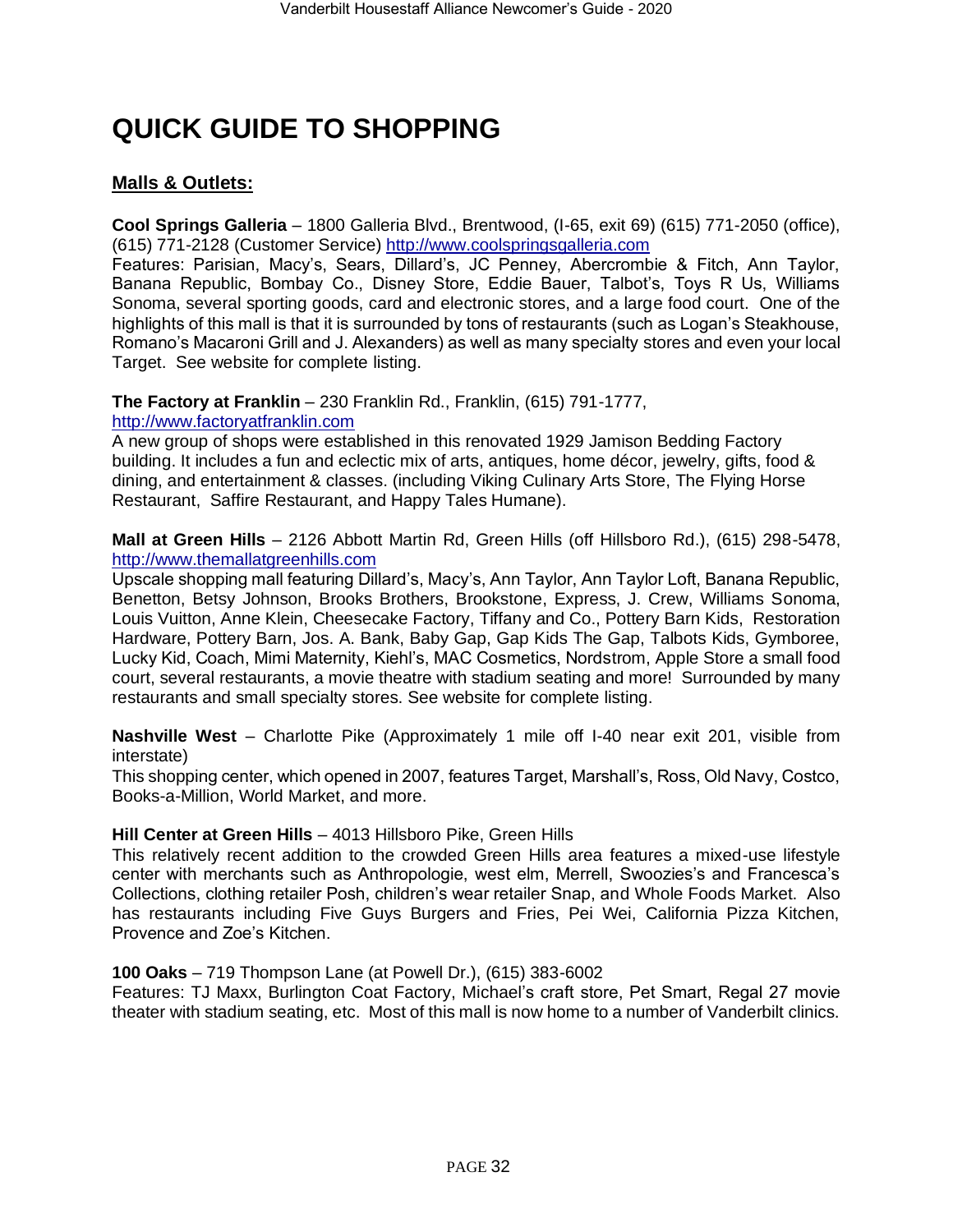# QUICK GUIDE TO SHOPPING

## Malls & Outlets:

**Cool Springs Galleria** – 1800 Galleria Blvd., Brentwood, (I-65, exit 69) (615) 771-2050 (office), (615) 771-2128 (Customer Service) http://www.coolspringsgalleria.com
Features: Parisian, Macy's, Sears, Dillard's, JC Penney, Abercrombie & Fitch, Ann Taylor, Banana Republic, Bombay Co., Disney Store, Eddie Bauer, Talbot's, Toys R Us, Williams Sonoma, several sporting goods, card and electronic stores, and a large food court. One of the highlights of this mall is that it is surrounded by tons of restaurants (such as Logan's Steakhouse, Romano's Macaroni Grill and J. Alexanders) as well as many specialty stores and even your local Target. See website for complete listing.

**The Factory at Franklin** – 230 Franklin Rd., Franklin, (615) 791-1777, http://www.factoryatfranklin.com
A new group of shops were established in this renovated 1929 Jamison Bedding Factory building. It includes a fun and eclectic mix of arts, antiques, home décor, jewelry, gifts, food & dining, and entertainment & classes. (including Viking Culinary Arts Store, The Flying Horse Restaurant, Saffire Restaurant, and Happy Tales Humane).

**Mall at Green Hills** – 2126 Abbott Martin Rd, Green Hills (off Hillsboro Rd.), (615) 298-5478, http://www.themallatgreenhills.com
Upscale shopping mall featuring Dillard's, Macy's, Ann Taylor, Ann Taylor Loft, Banana Republic, Benetton, Betsy Johnson, Brooks Brothers, Brookstone, Express, J. Crew, Williams Sonoma, Louis Vuitton, Anne Klein, Cheesecake Factory, Tiffany and Co., Pottery Barn Kids, Restoration Hardware, Pottery Barn, Jos. A. Bank, Baby Gap, Gap Kids The Gap, Talbots Kids, Gymboree, Lucky Kid, Coach, Mimi Maternity, Kiehl's, MAC Cosmetics, Nordstrom, Apple Store a small food court, several restaurants, a movie theatre with stadium seating and more! Surrounded by many restaurants and small specialty stores. See website for complete listing.

**Nashville West** – Charlotte Pike (Approximately 1 mile off I-40 near exit 201, visible from interstate)
This shopping center, which opened in 2007, features Target, Marshall's, Ross, Old Navy, Costco, Books-a-Million, World Market, and more.

**Hill Center at Green Hills** – 4013 Hillsboro Pike, Green Hills
This relatively recent addition to the crowded Green Hills area features a mixed-use lifestyle center with merchants such as Anthropologie, west elm, Merrell, Swoozies's and Francesca's Collections, clothing retailer Posh, children's wear retailer Snap, and Whole Foods Market. Also has restaurants including Five Guys Burgers and Fries, Pei Wei, California Pizza Kitchen, Provence and Zoe's Kitchen.

**100 Oaks** – 719 Thompson Lane (at Powell Dr.), (615) 383-6002
Features: TJ Maxx, Burlington Coat Factory, Michael's craft store, Pet Smart, Regal 27 movie theater with stadium seating, etc. Most of this mall is now home to a number of Vanderbilt clinics.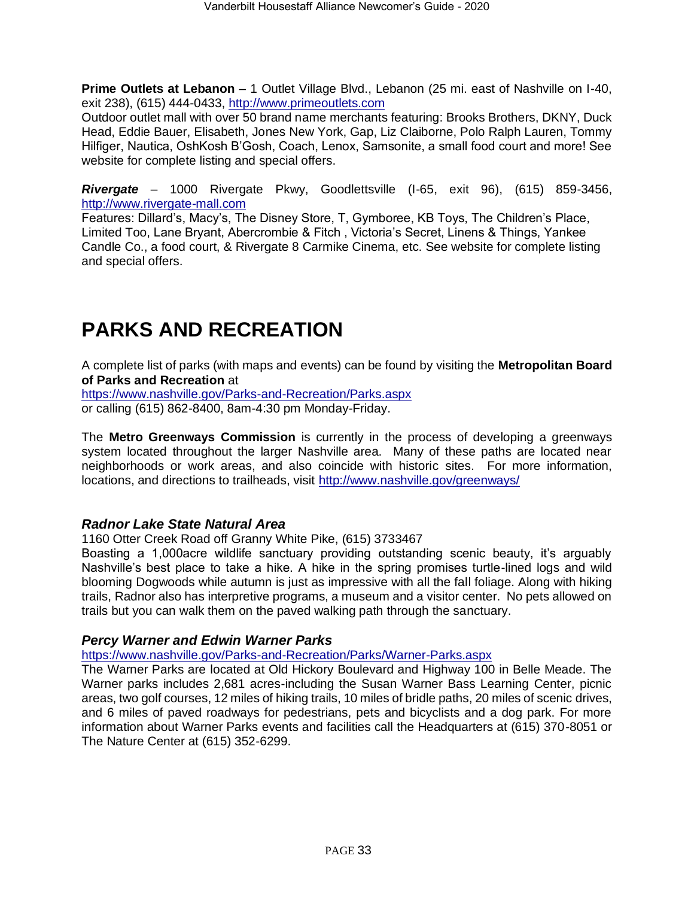**Prime Outlets at Lebanon** – 1 Outlet Village Blvd., Lebanon (25 mi. east of Nashville on I-40, exit 238), (615) 444-0433, http://www.primeoutlets.com
Outdoor outlet mall with over 50 brand name merchants featuring: Brooks Brothers, DKNY, Duck Head, Eddie Bauer, Elisabeth, Jones New York, Gap, Liz Claiborne, Polo Ralph Lauren, Tommy Hilfiger, Nautica, OshKosh B'Gosh, Coach, Lenox, Samsonite, a small food court and more! See website for complete listing and special offers.

***Rivergate*** – 1000 Rivergate Pkwy, Goodlettsville (I-65, exit 96), (615) 859-3456, http://www.rivergate-mall.com
Features: Dillard's, Macy's, The Disney Store, T, Gymboree, KB Toys, The Children's Place, Limited Too, Lane Bryant, Abercrombie & Fitch , Victoria's Secret, Linens & Things, Yankee Candle Co., a food court, & Rivergate 8 Carmike Cinema, etc. See website for complete listing and special offers.

# PARKS AND RECREATION

A complete list of parks (with maps and events) can be found by visiting the **Metropolitan Board of Parks and Recreation** at
https://www.nashville.gov/Parks-and-Recreation/Parks.aspx
or calling (615) 862-8400, 8am-4:30 pm Monday-Friday.

The **Metro Greenways Commission** is currently in the process of developing a greenways system located throughout the larger Nashville area. Many of these paths are located near neighborhoods or work areas, and also coincide with historic sites. For more information, locations, and directions to trailheads, visit http://www.nashville.gov/greenways/

### *Radnor Lake State Natural Area*

1160 Otter Creek Road off Granny White Pike, (615) 3733467
Boasting a 1,000acre wildlife sanctuary providing outstanding scenic beauty, it's arguably Nashville's best place to take a hike. A hike in the spring promises turtle-lined logs and wild blooming Dogwoods while autumn is just as impressive with all the fall foliage. Along with hiking trails, Radnor also has interpretive programs, a museum and a visitor center. No pets allowed on trails but you can walk them on the paved walking path through the sanctuary.

### *Percy Warner and Edwin Warner Parks*

https://www.nashville.gov/Parks-and-Recreation/Parks/Warner-Parks.aspx
The Warner Parks are located at Old Hickory Boulevard and Highway 100 in Belle Meade. The Warner parks includes 2,681 acres-including the Susan Warner Bass Learning Center, picnic areas, two golf courses, 12 miles of hiking trails, 10 miles of bridle paths, 20 miles of scenic drives, and 6 miles of paved roadways for pedestrians, pets and bicyclists and a dog park. For more information about Warner Parks events and facilities call the Headquarters at (615) 370-8051 or The Nature Center at (615) 352-6299.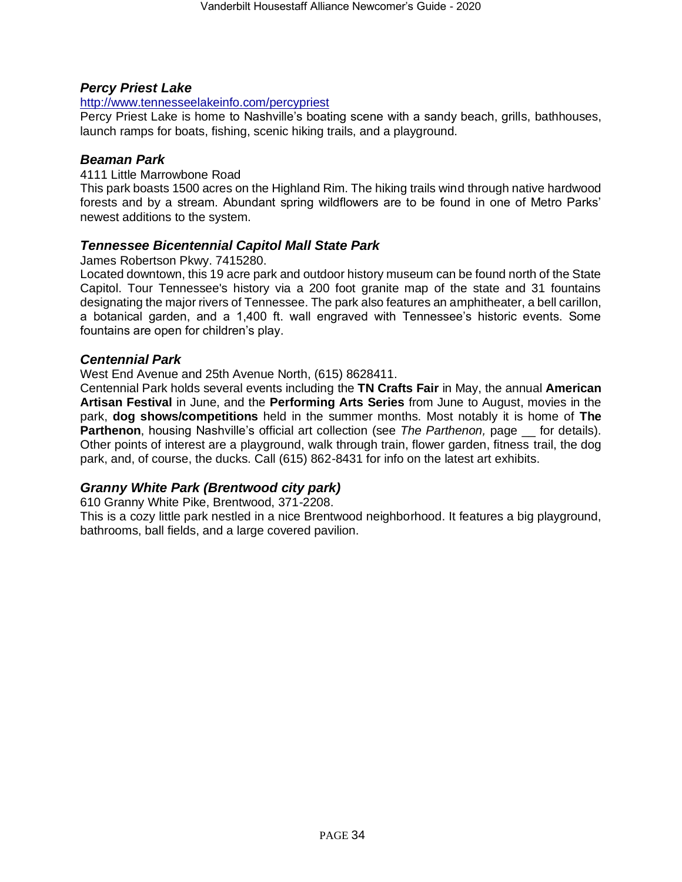### *Percy Priest Lake*

http://www.tennesseelakeinfo.com/percypriest

Percy Priest Lake is home to Nashville's boating scene with a sandy beach, grills, bathhouses, launch ramps for boats, fishing, scenic hiking trails, and a playground.

### *Beaman Park*

4111 Little Marrowbone Road

This park boasts 1500 acres on the Highland Rim. The hiking trails wind through native hardwood forests and by a stream. Abundant spring wildflowers are to be found in one of Metro Parks' newest additions to the system.

### *Tennessee Bicentennial Capitol Mall State Park*

James Robertson Pkwy. 7415280.

Located downtown, this 19 acre park and outdoor history museum can be found north of the State Capitol. Tour Tennessee's history via a 200 foot granite map of the state and 31 fountains designating the major rivers of Tennessee. The park also features an amphitheater, a bell carillon, a botanical garden, and a 1,400 ft. wall engraved with Tennessee's historic events. Some fountains are open for children's play.

### *Centennial Park*

West End Avenue and 25th Avenue North, (615) 8628411.

Centennial Park holds several events including the **TN Crafts Fair** in May, the annual **American Artisan Festival** in June, and the **Performing Arts Series** from June to August, movies in the park, **dog shows/competitions** held in the summer months. Most notably it is home of **The Parthenon**, housing Nashville's official art collection (see *The Parthenon,* page __ for details). Other points of interest are a playground, walk through train, flower garden, fitness trail, the dog park, and, of course, the ducks. Call (615) 862-8431 for info on the latest art exhibits.

### *Granny White Park (Brentwood city park)*

610 Granny White Pike, Brentwood, 371-2208.

This is a cozy little park nestled in a nice Brentwood neighborhood. It features a big playground, bathrooms, ball fields, and a large covered pavilion.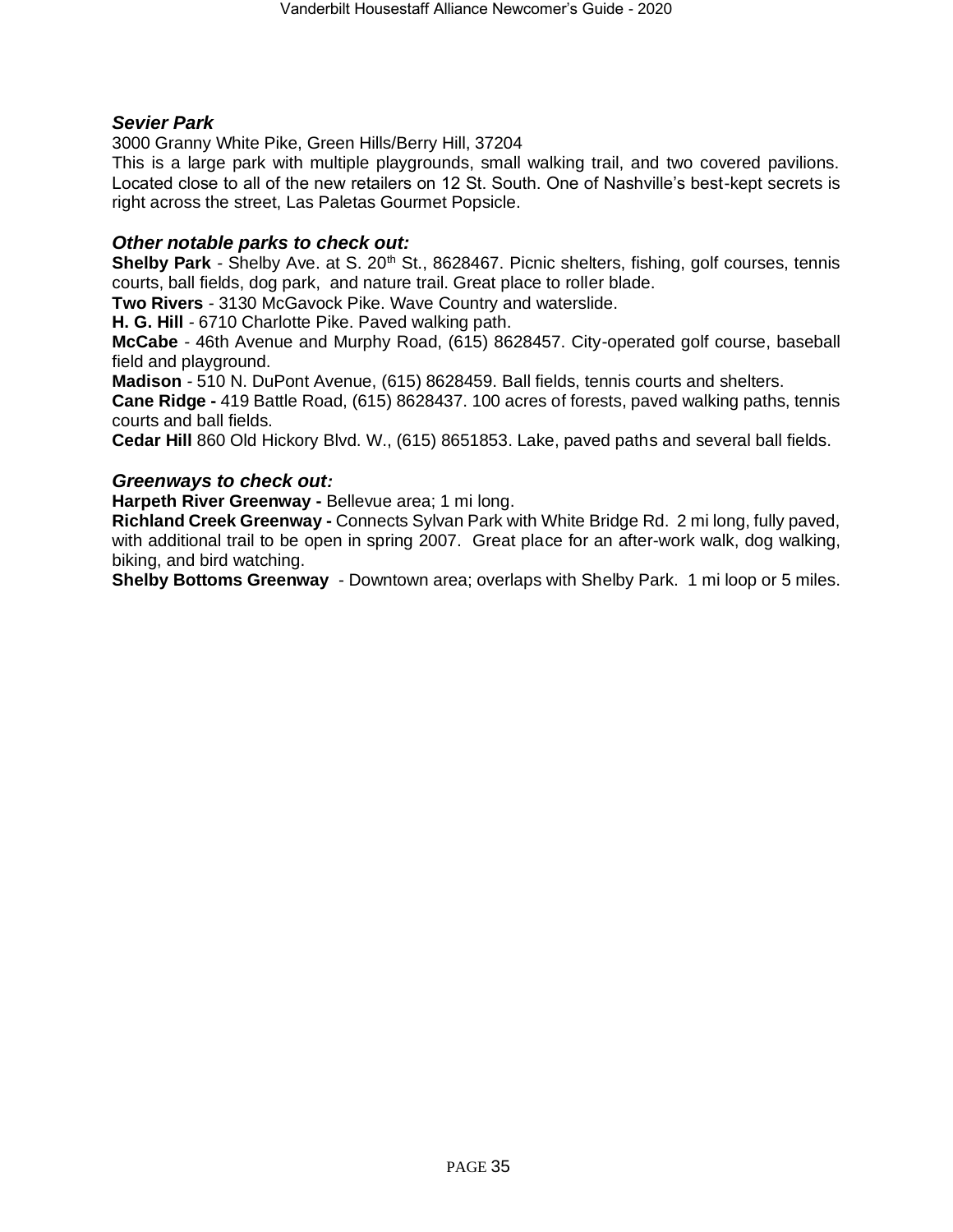### *Sevier Park*

3000 Granny White Pike, Green Hills/Berry Hill, 37204

This is a large park with multiple playgrounds, small walking trail, and two covered pavilions. Located close to all of the new retailers on 12 St. South. One of Nashville's best-kept secrets is right across the street, Las Paletas Gourmet Popsicle.

### *Other notable parks to check out:*

**Shelby Park** - Shelby Ave. at S. 20th St., 8628467. Picnic shelters, fishing, golf courses, tennis courts, ball fields, dog park, and nature trail. Great place to roller blade.

**Two Rivers** - 3130 McGavock Pike. Wave Country and waterslide.

**H. G. Hill** - 6710 Charlotte Pike. Paved walking path.

**McCabe** - 46th Avenue and Murphy Road, (615) 8628457. City-operated golf course, baseball field and playground.

**Madison** - 510 N. DuPont Avenue, (615) 8628459. Ball fields, tennis courts and shelters.

**Cane Ridge -** 419 Battle Road, (615) 8628437. 100 acres of forests, paved walking paths, tennis courts and ball fields.

**Cedar Hill** 860 Old Hickory Blvd. W., (615) 8651853. Lake, paved paths and several ball fields.

### *Greenways to check out:*

**Harpeth River Greenway -** Bellevue area; 1 mi long.

**Richland Creek Greenway -** Connects Sylvan Park with White Bridge Rd. 2 mi long, fully paved, with additional trail to be open in spring 2007. Great place for an after-work walk, dog walking, biking, and bird watching.

**Shelby Bottoms Greenway** - Downtown area; overlaps with Shelby Park. 1 mi loop or 5 miles.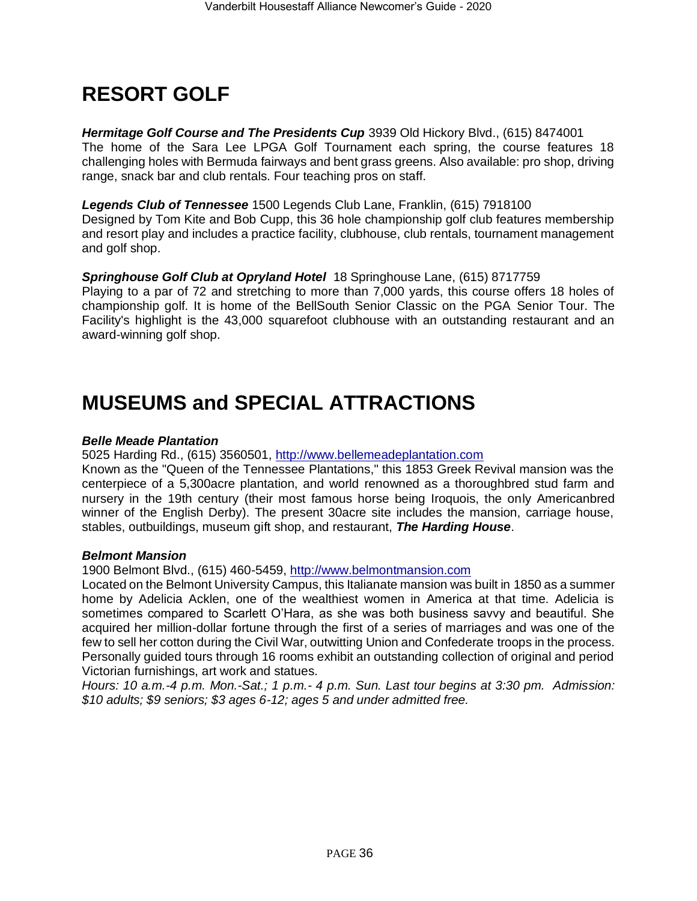# RESORT GOLF

***Hermitage Golf Course and The Presidents Cup*** 3939 Old Hickory Blvd., (615) 8474001
The home of the Sara Lee LPGA Golf Tournament each spring, the course features 18 challenging holes with Bermuda fairways and bent grass greens. Also available: pro shop, driving range, snack bar and club rentals. Four teaching pros on staff.

***Legends Club of Tennessee*** 1500 Legends Club Lane, Franklin, (615) 7918100
Designed by Tom Kite and Bob Cupp, this 36 hole championship golf club features membership and resort play and includes a practice facility, clubhouse, club rentals, tournament management and golf shop.

***Springhouse Golf Club at Opryland Hotel*** 18 Springhouse Lane, (615) 8717759
Playing to a par of 72 and stretching to more than 7,000 yards, this course offers 18 holes of championship golf. It is home of the BellSouth Senior Classic on the PGA Senior Tour. The Facility's highlight is the 43,000 squarefoot clubhouse with an outstanding restaurant and an award-winning golf shop.

# MUSEUMS and SPECIAL ATTRACTIONS

***Belle Meade Plantation***
5025 Harding Rd., (615) 3560501, http://www.bellemeadeplantation.com
Known as the "Queen of the Tennessee Plantations," this 1853 Greek Revival mansion was the centerpiece of a 5,300acre plantation, and world renowned as a thoroughbred stud farm and nursery in the 19th century (their most famous horse being Iroquois, the only Americanbred winner of the English Derby). The present 30acre site includes the mansion, carriage house, stables, outbuildings, museum gift shop, and restaurant, ***The Harding House***.

***Belmont Mansion***
1900 Belmont Blvd., (615) 460-5459, http://www.belmontmansion.com
Located on the Belmont University Campus, this Italianate mansion was built in 1850 as a summer home by Adelicia Acklen, one of the wealthiest women in America at that time. Adelicia is sometimes compared to Scarlett O'Hara, as she was both business savvy and beautiful. She acquired her million-dollar fortune through the first of a series of marriages and was one of the few to sell her cotton during the Civil War, outwitting Union and Confederate troops in the process. Personally guided tours through 16 rooms exhibit an outstanding collection of original and period Victorian furnishings, art work and statues.
*Hours: 10 a.m.-4 p.m. Mon.-Sat.; 1 p.m.- 4 p.m. Sun. Last tour begins at 3:30 pm. Admission: $10 adults; $9 seniors; $3 ages 6-12; ages 5 and under admitted free.*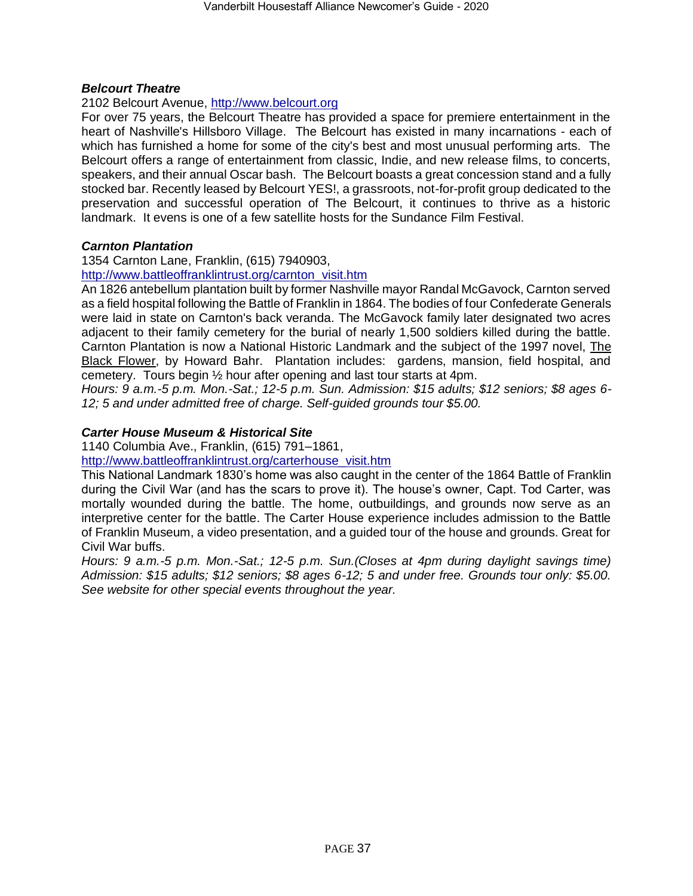### ***Belcourt Theatre***

2102 Belcourt Avenue, http://www.belcourt.org

For over 75 years, the Belcourt Theatre has provided a space for premiere entertainment in the heart of Nashville's Hillsboro Village. The Belcourt has existed in many incarnations - each of which has furnished a home for some of the city's best and most unusual performing arts. The Belcourt offers a range of entertainment from classic, Indie, and new release films, to concerts, speakers, and their annual Oscar bash. The Belcourt boasts a great concession stand and a fully stocked bar. Recently leased by Belcourt YES!, a grassroots, not-for-profit group dedicated to the preservation and successful operation of The Belcourt, it continues to thrive as a historic landmark. It evens is one of a few satellite hosts for the Sundance Film Festival.

### ***Carnton Plantation***

1354 Carnton Lane, Franklin, (615) 7940903,
http://www.battleoffranklintrust.org/carnton_visit.htm

An 1826 antebellum plantation built by former Nashville mayor Randal McGavock, Carnton served as a field hospital following the Battle of Franklin in 1864. The bodies of four Confederate Generals were laid in state on Carnton's back veranda. The McGavock family later designated two acres adjacent to their family cemetery for the burial of nearly 1,500 soldiers killed during the battle. Carnton Plantation is now a National Historic Landmark and the subject of the 1997 novel, The Black Flower, by Howard Bahr. Plantation includes: gardens, mansion, field hospital, and cemetery. Tours begin ½ hour after opening and last tour starts at 4pm.

*Hours: 9 a.m.-5 p.m. Mon.-Sat.; 12-5 p.m. Sun. Admission: $15 adults; $12 seniors; $8 ages 6-12; 5 and under admitted free of charge. Self-guided grounds tour $5.00.*

### ***Carter House Museum & Historical Site***

1140 Columbia Ave., Franklin, (615) 791–1861,
http://www.battleoffranklintrust.org/carterhouse_visit.htm

This National Landmark 1830's home was also caught in the center of the 1864 Battle of Franklin during the Civil War (and has the scars to prove it). The house's owner, Capt. Tod Carter, was mortally wounded during the battle. The home, outbuildings, and grounds now serve as an interpretive center for the battle. The Carter House experience includes admission to the Battle of Franklin Museum, a video presentation, and a guided tour of the house and grounds. Great for Civil War buffs.

*Hours: 9 a.m.-5 p.m. Mon.-Sat.; 12-5 p.m. Sun.(Closes at 4pm during daylight savings time) Admission: $15 adults; $12 seniors; $8 ages 6-12; 5 and under free. Grounds tour only: $5.00. See website for other special events throughout the year.*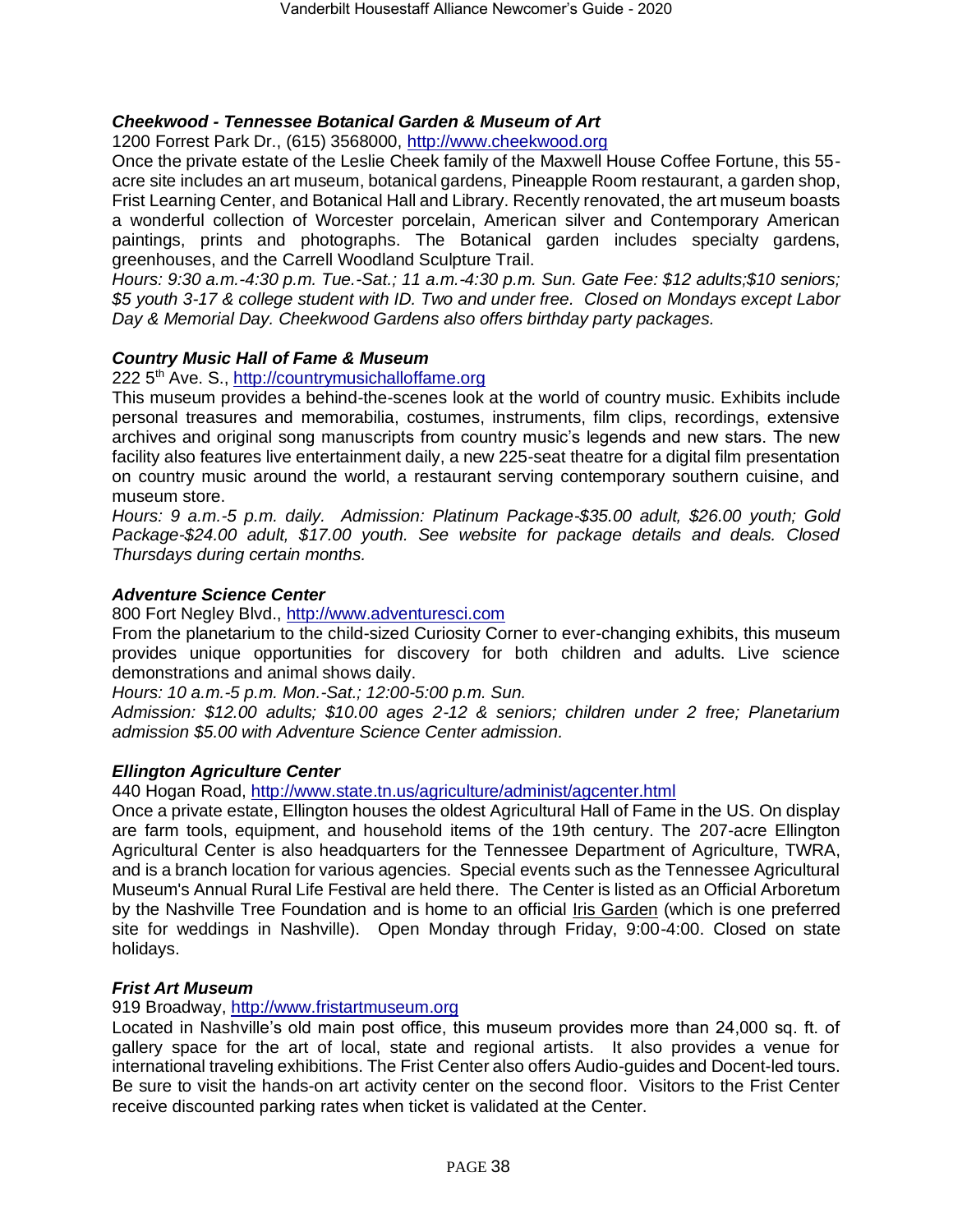***Cheekwood - Tennessee Botanical Garden & Museum of Art***

1200 Forrest Park Dr., (615) 3568000, http://www.cheekwood.org

Once the private estate of the Leslie Cheek family of the Maxwell House Coffee Fortune, this 55-acre site includes an art museum, botanical gardens, Pineapple Room restaurant, a garden shop, Frist Learning Center, and Botanical Hall and Library. Recently renovated, the art museum boasts a wonderful collection of Worcester porcelain, American silver and Contemporary American paintings, prints and photographs. The Botanical garden includes specialty gardens, greenhouses, and the Carrell Woodland Sculpture Trail.

*Hours: 9:30 a.m.-4:30 p.m. Tue.-Sat.; 11 a.m.-4:30 p.m. Sun. Gate Fee: $12 adults;$10 seniors; $5 youth 3-17 & college student with ID. Two and under free. Closed on Mondays except Labor Day & Memorial Day. Cheekwood Gardens also offers birthday party packages.*

***Country Music Hall of Fame & Museum***

222 5th Ave. S., http://countrymusichalloffame.org

This museum provides a behind-the-scenes look at the world of country music. Exhibits include personal treasures and memorabilia, costumes, instruments, film clips, recordings, extensive archives and original song manuscripts from country music's legends and new stars. The new facility also features live entertainment daily, a new 225-seat theatre for a digital film presentation on country music around the world, a restaurant serving contemporary southern cuisine, and museum store.

*Hours: 9 a.m.-5 p.m. daily. Admission: Platinum Package-$35.00 adult, $26.00 youth; Gold Package-$24.00 adult, $17.00 youth. See website for package details and deals. Closed Thursdays during certain months.*

***Adventure Science Center***

800 Fort Negley Blvd., http://www.adventuresci.com

From the planetarium to the child-sized Curiosity Corner to ever-changing exhibits, this museum provides unique opportunities for discovery for both children and adults. Live science demonstrations and animal shows daily.

*Hours: 10 a.m.-5 p.m. Mon.-Sat.; 12:00-5:00 p.m. Sun.*

*Admission: $12.00 adults; $10.00 ages 2-12 & seniors; children under 2 free; Planetarium admission $5.00 with Adventure Science Center admission.*

***Ellington Agriculture Center***

440 Hogan Road, http://www.state.tn.us/agriculture/administ/agcenter.html

Once a private estate, Ellington houses the oldest Agricultural Hall of Fame in the US. On display are farm tools, equipment, and household items of the 19th century. The 207-acre Ellington Agricultural Center is also headquarters for the Tennessee Department of Agriculture, TWRA, and is a branch location for various agencies. Special events such as the Tennessee Agricultural Museum's Annual Rural Life Festival are held there. The Center is listed as an Official Arboretum by the Nashville Tree Foundation and is home to an official Iris Garden (which is one preferred site for weddings in Nashville). Open Monday through Friday, 9:00-4:00. Closed on state holidays.

***Frist Art Museum***

919 Broadway, http://www.fristartmuseum.org

Located in Nashville's old main post office, this museum provides more than 24,000 sq. ft. of gallery space for the art of local, state and regional artists. It also provides a venue for international traveling exhibitions. The Frist Center also offers Audio-guides and Docent-led tours. Be sure to visit the hands-on art activity center on the second floor. Visitors to the Frist Center receive discounted parking rates when ticket is validated at the Center.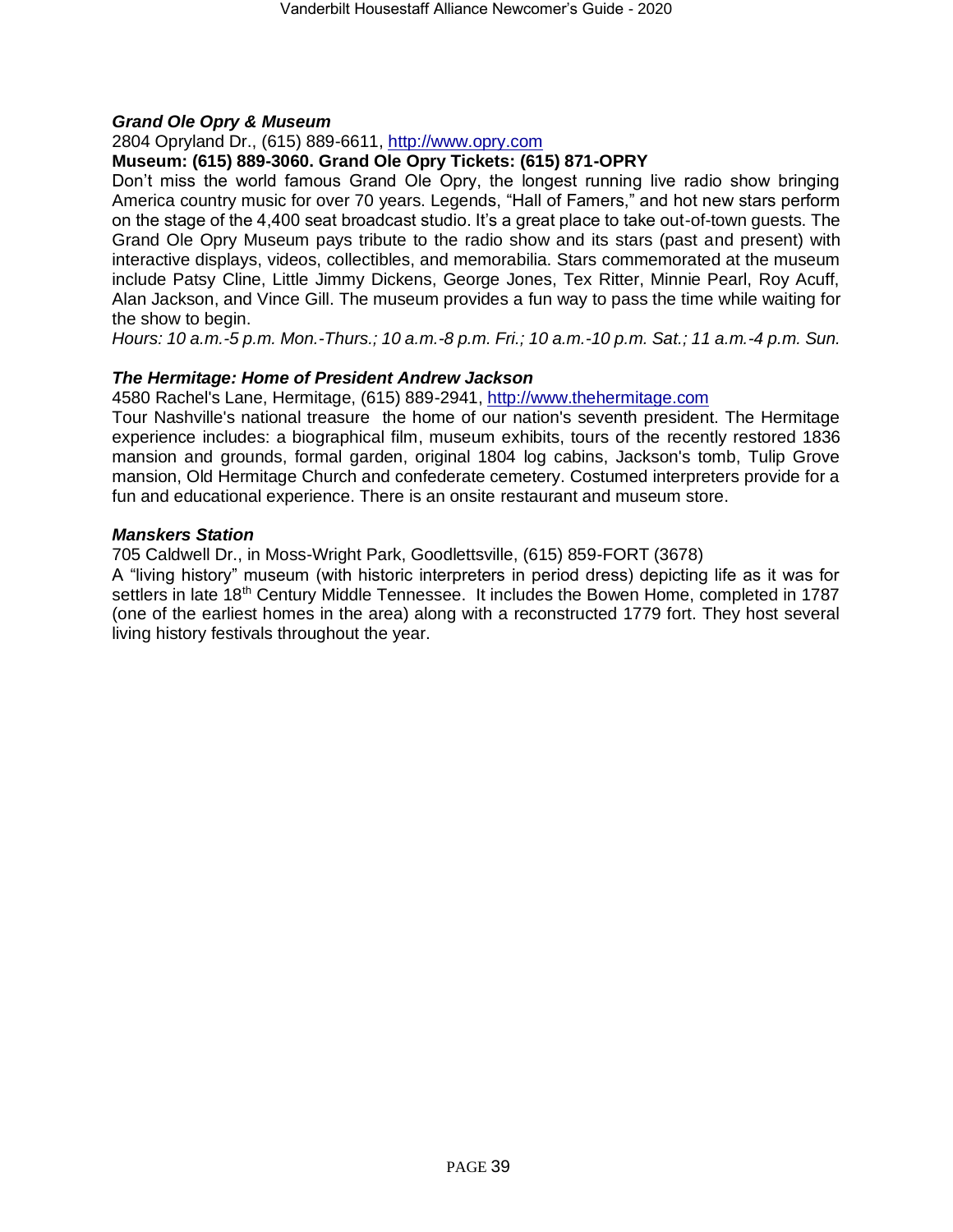### *Grand Ole Opry & Museum*

2804 Opryland Dr., (615) 889-6611, http://www.opry.com

**Museum: (615) 889-3060. Grand Ole Opry Tickets: (615) 871-OPRY**

Don't miss the world famous Grand Ole Opry, the longest running live radio show bringing America country music for over 70 years. Legends, "Hall of Famers," and hot new stars perform on the stage of the 4,400 seat broadcast studio. It's a great place to take out-of-town guests. The Grand Ole Opry Museum pays tribute to the radio show and its stars (past and present) with interactive displays, videos, collectibles, and memorabilia. Stars commemorated at the museum include Patsy Cline, Little Jimmy Dickens, George Jones, Tex Ritter, Minnie Pearl, Roy Acuff, Alan Jackson, and Vince Gill. The museum provides a fun way to pass the time while waiting for the show to begin.

*Hours: 10 a.m.-5 p.m. Mon.-Thurs.; 10 a.m.-8 p.m. Fri.; 10 a.m.-10 p.m. Sat.; 11 a.m.-4 p.m. Sun.*

### *The Hermitage: Home of President Andrew Jackson*

4580 Rachel's Lane, Hermitage, (615) 889-2941, http://www.thehermitage.com

Tour Nashville's national treasure the home of our nation's seventh president. The Hermitage experience includes: a biographical film, museum exhibits, tours of the recently restored 1836 mansion and grounds, formal garden, original 1804 log cabins, Jackson's tomb, Tulip Grove mansion, Old Hermitage Church and confederate cemetery. Costumed interpreters provide for a fun and educational experience. There is an onsite restaurant and museum store.

### *Manskers Station*

705 Caldwell Dr., in Moss-Wright Park, Goodlettsville, (615) 859-FORT (3678)

A "living history" museum (with historic interpreters in period dress) depicting life as it was for settlers in late 18th Century Middle Tennessee. It includes the Bowen Home, completed in 1787 (one of the earliest homes in the area) along with a reconstructed 1779 fort. They host several living history festivals throughout the year.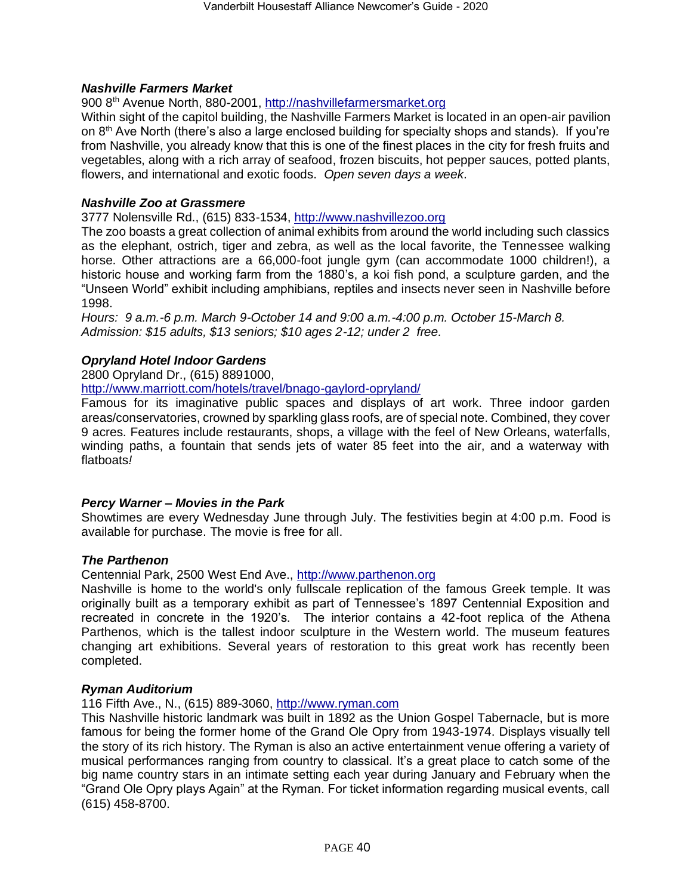***Nashville Farmers Market***

900 8th Avenue North, 880-2001, http://nashvillefarmersmarket.org

Within sight of the capitol building, the Nashville Farmers Market is located in an open-air pavilion on 8th Ave North (there's also a large enclosed building for specialty shops and stands). If you're from Nashville, you already know that this is one of the finest places in the city for fresh fruits and vegetables, along with a rich array of seafood, frozen biscuits, hot pepper sauces, potted plants, flowers, and international and exotic foods. *Open seven days a week*.

***Nashville Zoo at Grassmere***

3777 Nolensville Rd., (615) 833-1534, http://www.nashvillezoo.org

The zoo boasts a great collection of animal exhibits from around the world including such classics as the elephant, ostrich, tiger and zebra, as well as the local favorite, the Tennessee walking horse. Other attractions are a 66,000-foot jungle gym (can accommodate 1000 children!), a historic house and working farm from the 1880's, a koi fish pond, a sculpture garden, and the "Unseen World" exhibit including amphibians, reptiles and insects never seen in Nashville before 1998.

*Hours: 9 a.m.-6 p.m. March 9-October 14 and 9:00 a.m.-4:00 p.m. October 15-March 8.*
*Admission: $15 adults, $13 seniors; $10 ages 2-12; under 2 free.*

***Opryland Hotel Indoor Gardens***

2800 Opryland Dr., (615) 8891000,
http://www.marriott.com/hotels/travel/bnago-gaylord-opryland/

Famous for its imaginative public spaces and displays of art work. Three indoor garden areas/conservatories, crowned by sparkling glass roofs, are of special note. Combined, they cover 9 acres. Features include restaurants, shops, a village with the feel of New Orleans, waterfalls, winding paths, a fountain that sends jets of water 85 feet into the air, and a waterway with flatboats*!*

***Percy Warner – Movies in the Park***

Showtimes are every Wednesday June through July. The festivities begin at 4:00 p.m. Food is available for purchase. The movie is free for all.

***The Parthenon***

Centennial Park, 2500 West End Ave., http://www.parthenon.org

Nashville is home to the world's only fullscale replication of the famous Greek temple. It was originally built as a temporary exhibit as part of Tennessee's 1897 Centennial Exposition and recreated in concrete in the 1920's. The interior contains a 42-foot replica of the Athena Parthenos, which is the tallest indoor sculpture in the Western world. The museum features changing art exhibitions. Several years of restoration to this great work has recently been completed.

***Ryman Auditorium***

116 Fifth Ave., N., (615) 889-3060, http://www.ryman.com

This Nashville historic landmark was built in 1892 as the Union Gospel Tabernacle, but is more famous for being the former home of the Grand Ole Opry from 1943-1974. Displays visually tell the story of its rich history. The Ryman is also an active entertainment venue offering a variety of musical performances ranging from country to classical. It's a great place to catch some of the big name country stars in an intimate setting each year during January and February when the "Grand Ole Opry plays Again" at the Ryman. For ticket information regarding musical events, call (615) 458-8700.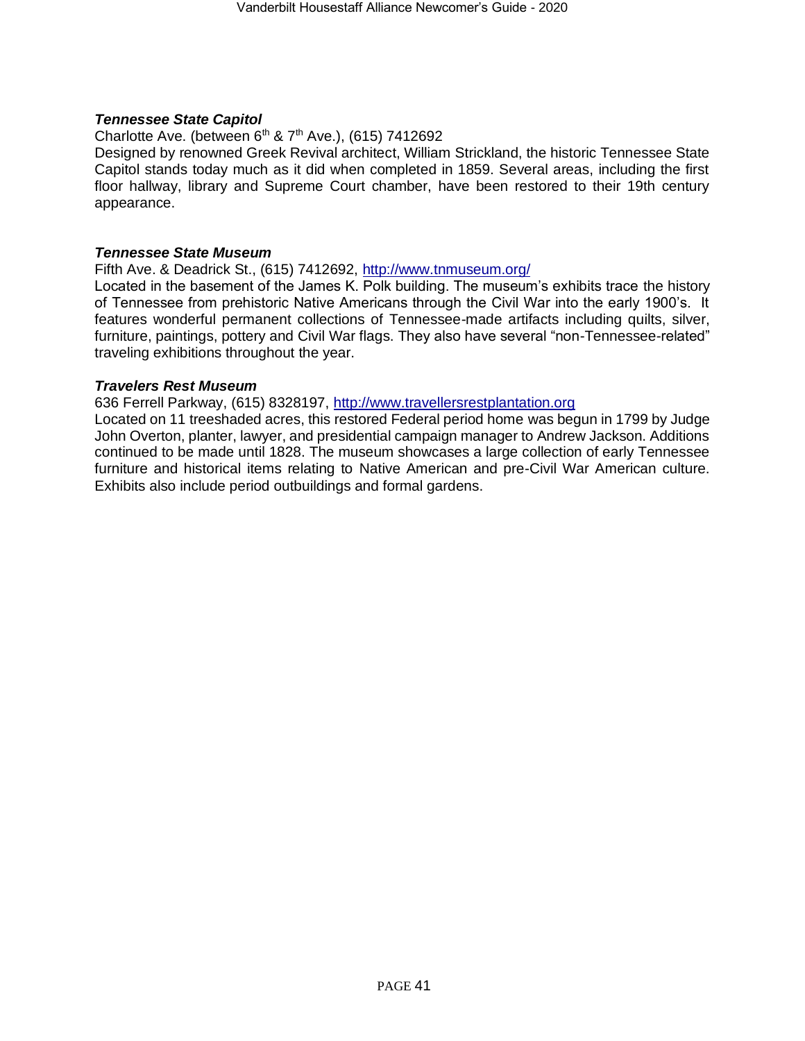***Tennessee State Capitol***

Charlotte Ave. (between 6th & 7th Ave.), (615) 7412692

Designed by renowned Greek Revival architect, William Strickland, the historic Tennessee State Capitol stands today much as it did when completed in 1859. Several areas, including the first floor hallway, library and Supreme Court chamber, have been restored to their 19th century appearance.

***Tennessee State Museum***

Fifth Ave. & Deadrick St., (615) 7412692, http://www.tnmuseum.org/

Located in the basement of the James K. Polk building. The museum's exhibits trace the history of Tennessee from prehistoric Native Americans through the Civil War into the early 1900's. It features wonderful permanent collections of Tennessee-made artifacts including quilts, silver, furniture, paintings, pottery and Civil War flags. They also have several "non-Tennessee-related" traveling exhibitions throughout the year.

***Travelers Rest Museum***

636 Ferrell Parkway, (615) 8328197, http://www.travellersrestplantation.org

Located on 11 treeshaded acres, this restored Federal period home was begun in 1799 by Judge John Overton, planter, lawyer, and presidential campaign manager to Andrew Jackson. Additions continued to be made until 1828. The museum showcases a large collection of early Tennessee furniture and historical items relating to Native American and pre-Civil War American culture. Exhibits also include period outbuildings and formal gardens.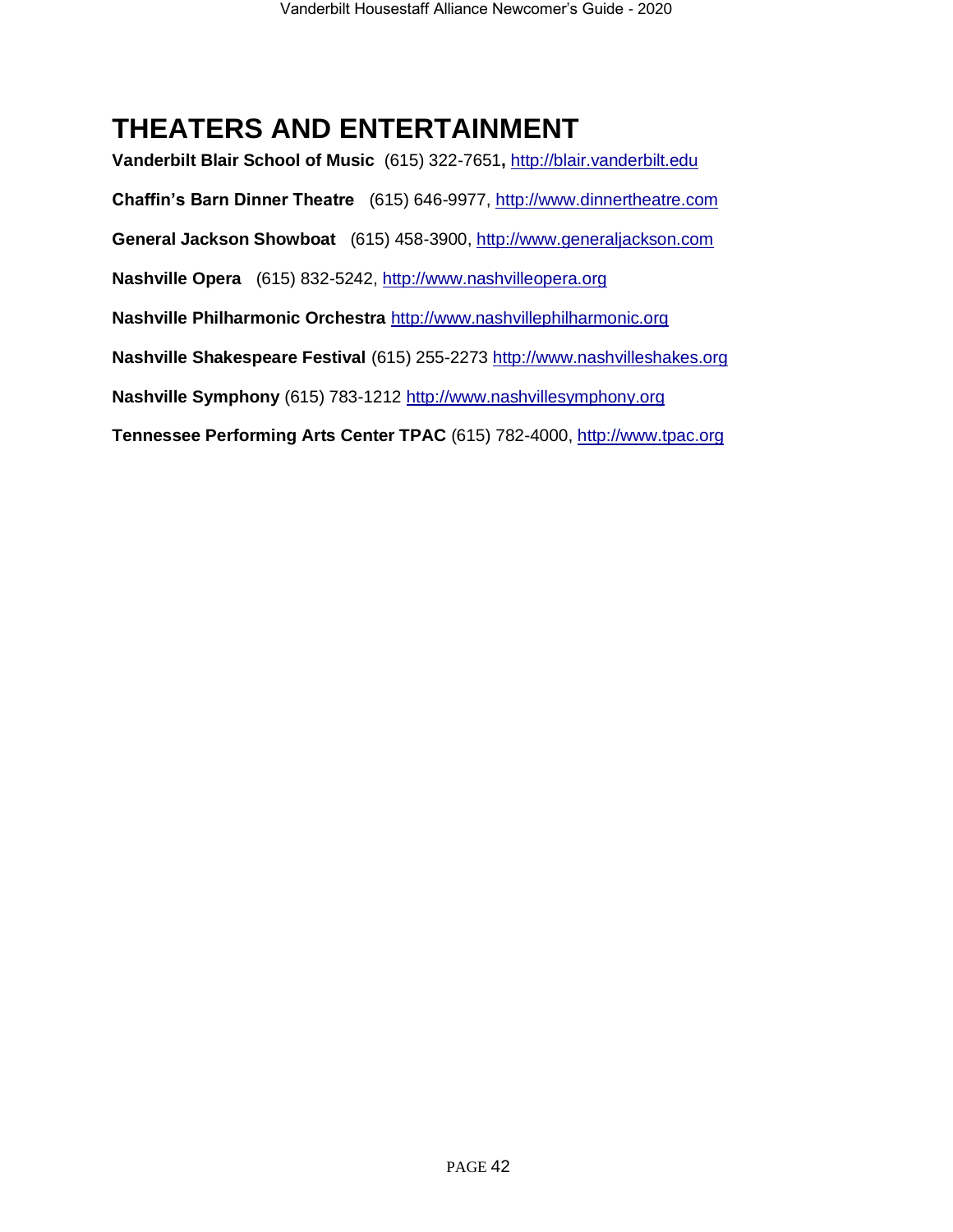# THEATERS AND ENTERTAINMENT

**Vanderbilt Blair School of Music** (615) 322-7651**,** http://blair.vanderbilt.edu

**Chaffin's Barn Dinner Theatre** (615) 646-9977, http://www.dinnertheatre.com

**General Jackson Showboat** (615) 458-3900, http://www.generaljackson.com

**Nashville Opera** (615) 832-5242, http://www.nashvilleopera.org

**Nashville Philharmonic Orchestra** http://www.nashvillephilharmonic.org

**Nashville Shakespeare Festival** (615) 255-2273 http://www.nashvilleshakes.org

**Nashville Symphony** (615) 783-1212 http://www.nashvillesymphony.org

**Tennessee Performing Arts Center TPAC** (615) 782-4000, http://www.tpac.org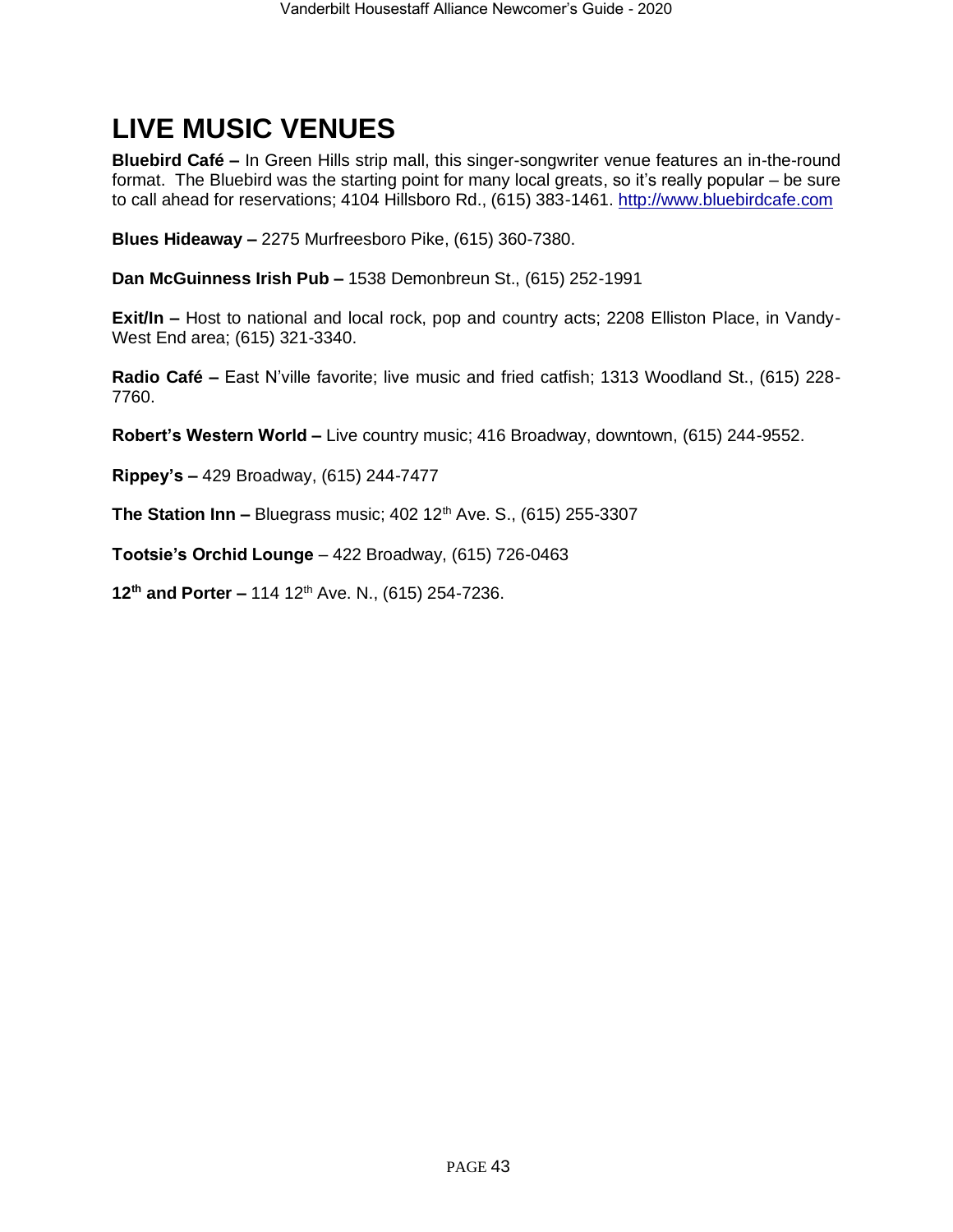# LIVE MUSIC VENUES

**Bluebird Café –** In Green Hills strip mall, this singer-songwriter venue features an in-the-round format. The Bluebird was the starting point for many local greats, so it's really popular – be sure to call ahead for reservations; 4104 Hillsboro Rd., (615) 383-1461. http://www.bluebirdcafe.com

**Blues Hideaway –** 2275 Murfreesboro Pike, (615) 360-7380.

**Dan McGuinness Irish Pub –** 1538 Demonbreun St., (615) 252-1991

**Exit/In –** Host to national and local rock, pop and country acts; 2208 Elliston Place, in Vandy-West End area; (615) 321-3340.

**Radio Café –** East N'ville favorite; live music and fried catfish; 1313 Woodland St., (615) 228-7760.

**Robert's Western World –** Live country music; 416 Broadway, downtown, (615) 244-9552.

**Rippey's –** 429 Broadway, (615) 244-7477

**The Station Inn –** Bluegrass music; 402 12th Ave. S., (615) 255-3307

**Tootsie's Orchid Lounge** – 422 Broadway, (615) 726-0463

**12th and Porter –** 114 12th Ave. N., (615) 254-7236.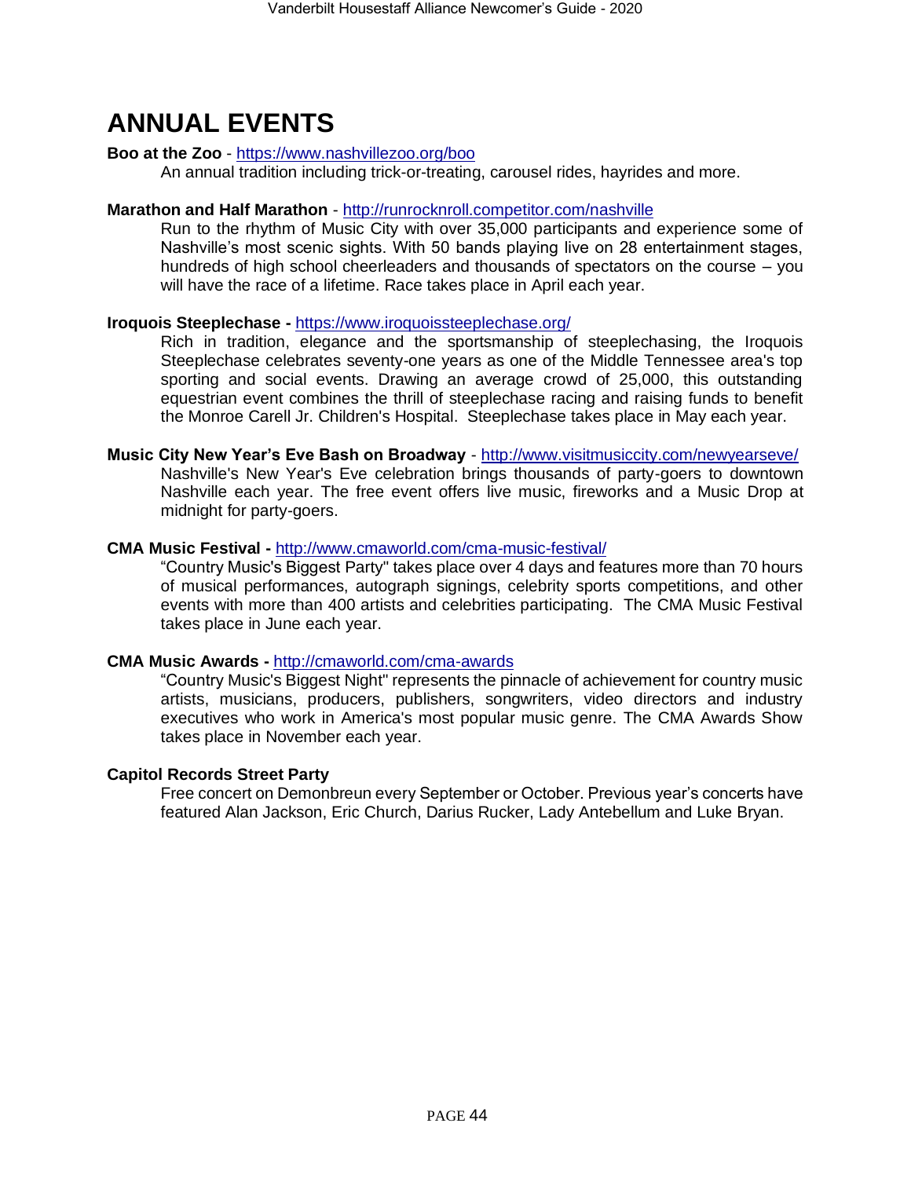# ANNUAL EVENTS

**Boo at the Zoo** - https://www.nashvillezoo.org/boo

An annual tradition including trick-or-treating, carousel rides, hayrides and more.

**Marathon and Half Marathon** - http://runrocknroll.competitor.com/nashville

Run to the rhythm of Music City with over 35,000 participants and experience some of Nashville's most scenic sights. With 50 bands playing live on 28 entertainment stages, hundreds of high school cheerleaders and thousands of spectators on the course – you will have the race of a lifetime. Race takes place in April each year.

**Iroquois Steeplechase -** https://www.iroquoissteeplechase.org/

Rich in tradition, elegance and the sportsmanship of steeplechasing, the Iroquois Steeplechase celebrates seventy-one years as one of the Middle Tennessee area's top sporting and social events. Drawing an average crowd of 25,000, this outstanding equestrian event combines the thrill of steeplechase racing and raising funds to benefit the Monroe Carell Jr. Children's Hospital. Steeplechase takes place in May each year.

**Music City New Year's Eve Bash on Broadway** - http://www.visitmusiccity.com/newyearseve/

Nashville's New Year's Eve celebration brings thousands of party-goers to downtown Nashville each year. The free event offers live music, fireworks and a Music Drop at midnight for party-goers.

**CMA Music Festival -** http://www.cmaworld.com/cma-music-festival/

"Country Music's Biggest Party" takes place over 4 days and features more than 70 hours of musical performances, autograph signings, celebrity sports competitions, and other events with more than 400 artists and celebrities participating. The CMA Music Festival takes place in June each year.

**CMA Music Awards -** http://cmaworld.com/cma-awards

"Country Music's Biggest Night" represents the pinnacle of achievement for country music artists, musicians, producers, publishers, songwriters, video directors and industry executives who work in America's most popular music genre. The CMA Awards Show takes place in November each year.

**Capitol Records Street Party**

Free concert on Demonbreun every September or October. Previous year's concerts have featured Alan Jackson, Eric Church, Darius Rucker, Lady Antebellum and Luke Bryan.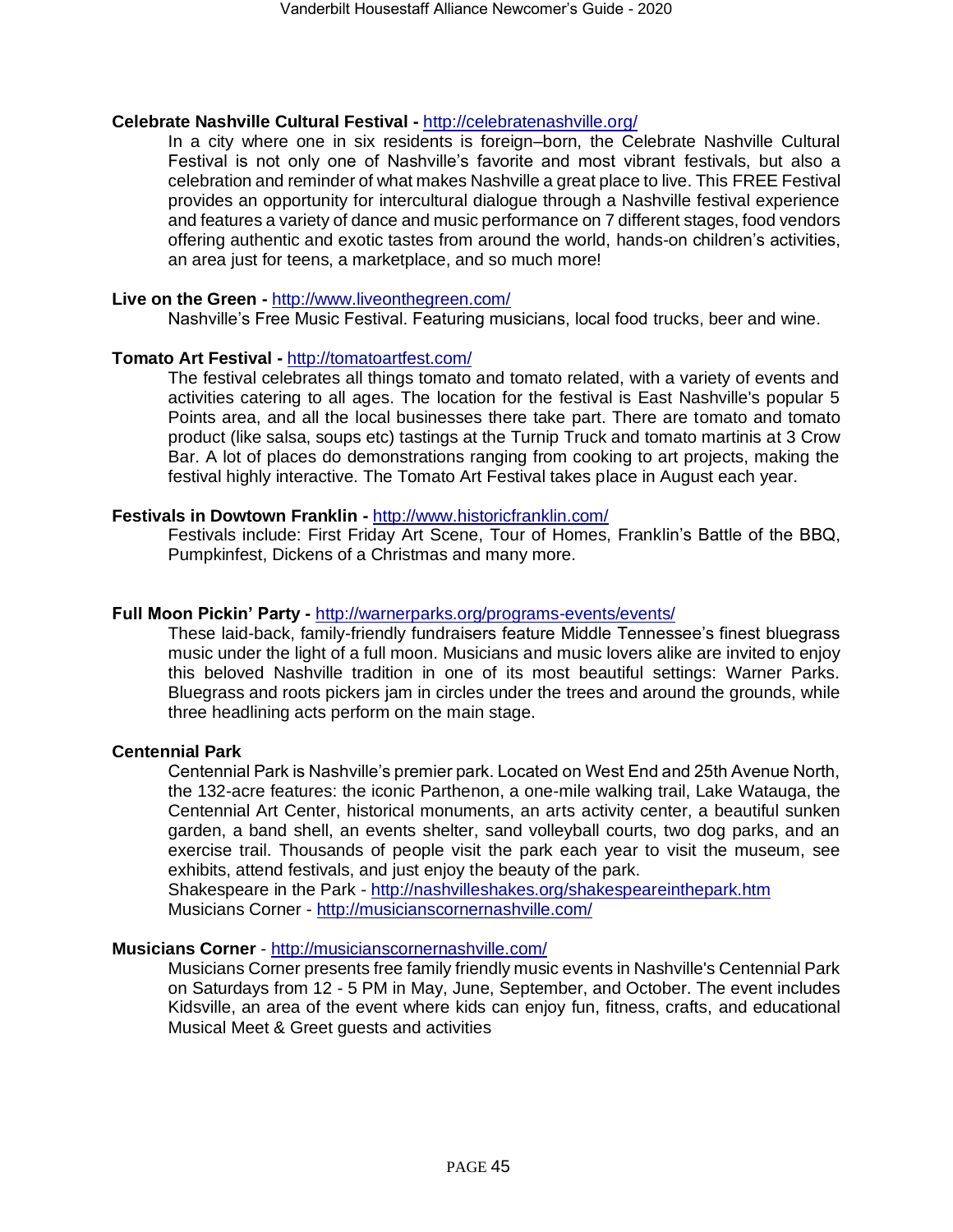**Celebrate Nashville Cultural Festival -** http://celebratenashville.org/

In a city where one in six residents is foreign–born, the Celebrate Nashville Cultural Festival is not only one of Nashville's favorite and most vibrant festivals, but also a celebration and reminder of what makes Nashville a great place to live. This FREE Festival provides an opportunity for intercultural dialogue through a Nashville festival experience and features a variety of dance and music performance on 7 different stages, food vendors offering authentic and exotic tastes from around the world, hands-on children's activities, an area just for teens, a marketplace, and so much more!

**Live on the Green -** http://www.liveonthegreen.com/

Nashville's Free Music Festival. Featuring musicians, local food trucks, beer and wine.

**Tomato Art Festival -** http://tomatoartfest.com/

The festival celebrates all things tomato and tomato related, with a variety of events and activities catering to all ages. The location for the festival is East Nashville's popular 5 Points area, and all the local businesses there take part. There are tomato and tomato product (like salsa, soups etc) tastings at the Turnip Truck and tomato martinis at 3 Crow Bar. A lot of places do demonstrations ranging from cooking to art projects, making the festival highly interactive. The Tomato Art Festival takes place in August each year.

**Festivals in Dowtown Franklin -** http://www.historicfranklin.com/

Festivals include: First Friday Art Scene, Tour of Homes, Franklin's Battle of the BBQ, Pumpkinfest, Dickens of a Christmas and many more.

**Full Moon Pickin' Party -** http://warnerparks.org/programs-events/events/

These laid-back, family-friendly fundraisers feature Middle Tennessee's finest bluegrass music under the light of a full moon. Musicians and music lovers alike are invited to enjoy this beloved Nashville tradition in one of its most beautiful settings: Warner Parks. Bluegrass and roots pickers jam in circles under the trees and around the grounds, while three headlining acts perform on the main stage.

**Centennial Park**

Centennial Park is Nashville's premier park. Located on West End and 25th Avenue North, the 132-acre features: the iconic Parthenon, a one-mile walking trail, Lake Watauga, the Centennial Art Center, historical monuments, an arts activity center, a beautiful sunken garden, a band shell, an events shelter, sand volleyball courts, two dog parks, and an exercise trail. Thousands of people visit the park each year to visit the museum, see exhibits, attend festivals, and just enjoy the beauty of the park.
Shakespeare in the Park - http://nashvilleshakes.org/shakespeareinthepark.htm
Musicians Corner - http://musicianscornernashville.com/

**Musicians Corner** - http://musicianscornernashville.com/

Musicians Corner presents free family friendly music events in Nashville's Centennial Park on Saturdays from 12 - 5 PM in May, June, September, and October. The event includes Kidsville, an area of the event where kids can enjoy fun, fitness, crafts, and educational Musical Meet & Greet guests and activities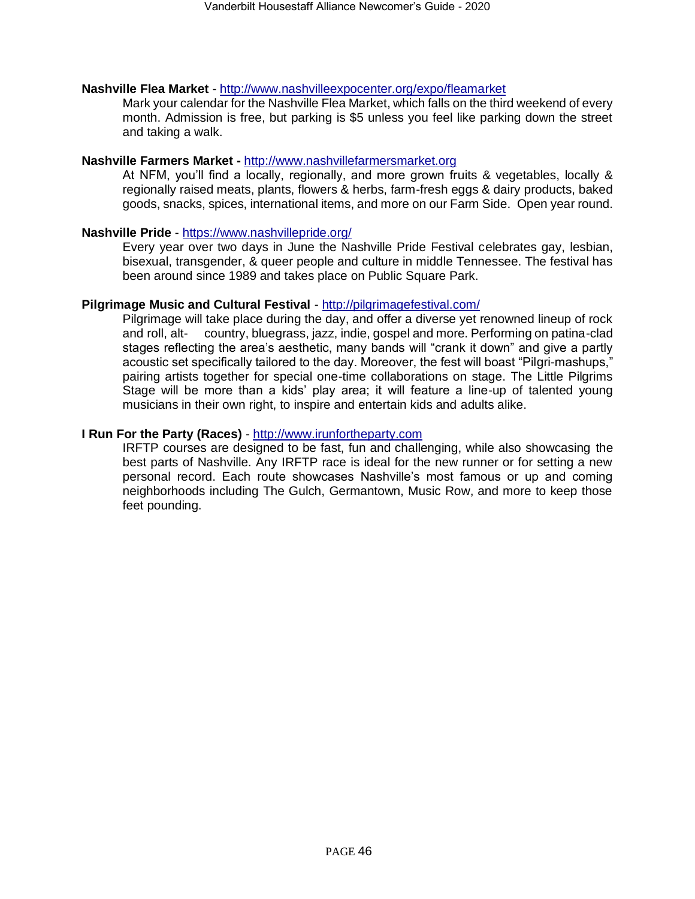**Nashville Flea Market** - http://www.nashvilleexpocenter.org/expo/fleamarket

Mark your calendar for the Nashville Flea Market, which falls on the third weekend of every month. Admission is free, but parking is $5 unless you feel like parking down the street and taking a walk.

**Nashville Farmers Market -** http://www.nashvillefarmersmarket.org

At NFM, you'll find a locally, regionally, and more grown fruits & vegetables, locally & regionally raised meats, plants, flowers & herbs, farm-fresh eggs & dairy products, baked goods, snacks, spices, international items, and more on our Farm Side. Open year round.

**Nashville Pride** - https://www.nashvillepride.org/

Every year over two days in June the Nashville Pride Festival celebrates gay, lesbian, bisexual, transgender, & queer people and culture in middle Tennessee. The festival has been around since 1989 and takes place on Public Square Park.

**Pilgrimage Music and Cultural Festival** - http://pilgrimagefestival.com/

Pilgrimage will take place during the day, and offer a diverse yet renowned lineup of rock and roll, alt- country, bluegrass, jazz, indie, gospel and more. Performing on patina-clad stages reflecting the area's aesthetic, many bands will "crank it down" and give a partly acoustic set specifically tailored to the day. Moreover, the fest will boast "Pilgri-mashups," pairing artists together for special one-time collaborations on stage. The Little Pilgrims Stage will be more than a kids' play area; it will feature a line-up of talented young musicians in their own right, to inspire and entertain kids and adults alike.

**I Run For the Party (Races)** - http://www.irunfortheparty.com

IRFTP courses are designed to be fast, fun and challenging, while also showcasing the best parts of Nashville. Any IRFTP race is ideal for the new runner or for setting a new personal record. Each route showcases Nashville's most famous or up and coming neighborhoods including The Gulch, Germantown, Music Row, and more to keep those feet pounding.